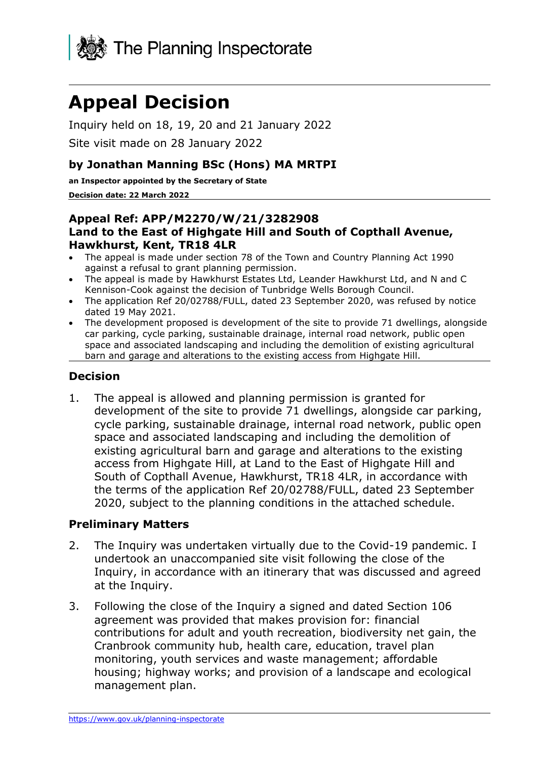The Planning Inspectorate

# Appeal Decision

Inquiry held on 18, 19, 20 and 21 January 2022

Site visit made on 28 January 2022

### by Jonathan Manning BSc (Hons) MA MRTPI

**an Inspector appointed by the Secretary of State**

**Decision date: 22 March 2022**

### Appeal Ref: APP/M2270/W/21/3282908
### Land to the East of Highgate Hill and South of Copthall Avenue, Hawkhurst, Kent, TR18 4LR

- The appeal is made under section 78 of the Town and Country Planning Act 1990 against a refusal to grant planning permission.
- The appeal is made by Hawkhurst Estates Ltd, Leander Hawkhurst Ltd, and N and C Kennison-Cook against the decision of Tunbridge Wells Borough Council.
- The application Ref 20/02788/FULL, dated 23 September 2020, was refused by notice dated 19 May 2021.
- The development proposed is development of the site to provide 71 dwellings, alongside car parking, cycle parking, sustainable drainage, internal road network, public open space and associated landscaping and including the demolition of existing agricultural barn and garage and alterations to the existing access from Highgate Hill.

## Decision

1. The appeal is allowed and planning permission is granted for development of the site to provide 71 dwellings, alongside car parking, cycle parking, sustainable drainage, internal road network, public open space and associated landscaping and including the demolition of existing agricultural barn and garage and alterations to the existing access from Highgate Hill, at Land to the East of Highgate Hill and South of Copthall Avenue, Hawkhurst, TR18 4LR, in accordance with the terms of the application Ref 20/02788/FULL, dated 23 September 2020, subject to the planning conditions in the attached schedule.

## Preliminary Matters

2. The Inquiry was undertaken virtually due to the Covid-19 pandemic. I undertook an unaccompanied site visit following the close of the Inquiry, in accordance with an itinerary that was discussed and agreed at the Inquiry.

3. Following the close of the Inquiry a signed and dated Section 106 agreement was provided that makes provision for: financial contributions for adult and youth recreation, biodiversity net gain, the Cranbrook community hub, health care, education, travel plan monitoring, youth services and waste management; affordable housing; highway works; and provision of a landscape and ecological management plan.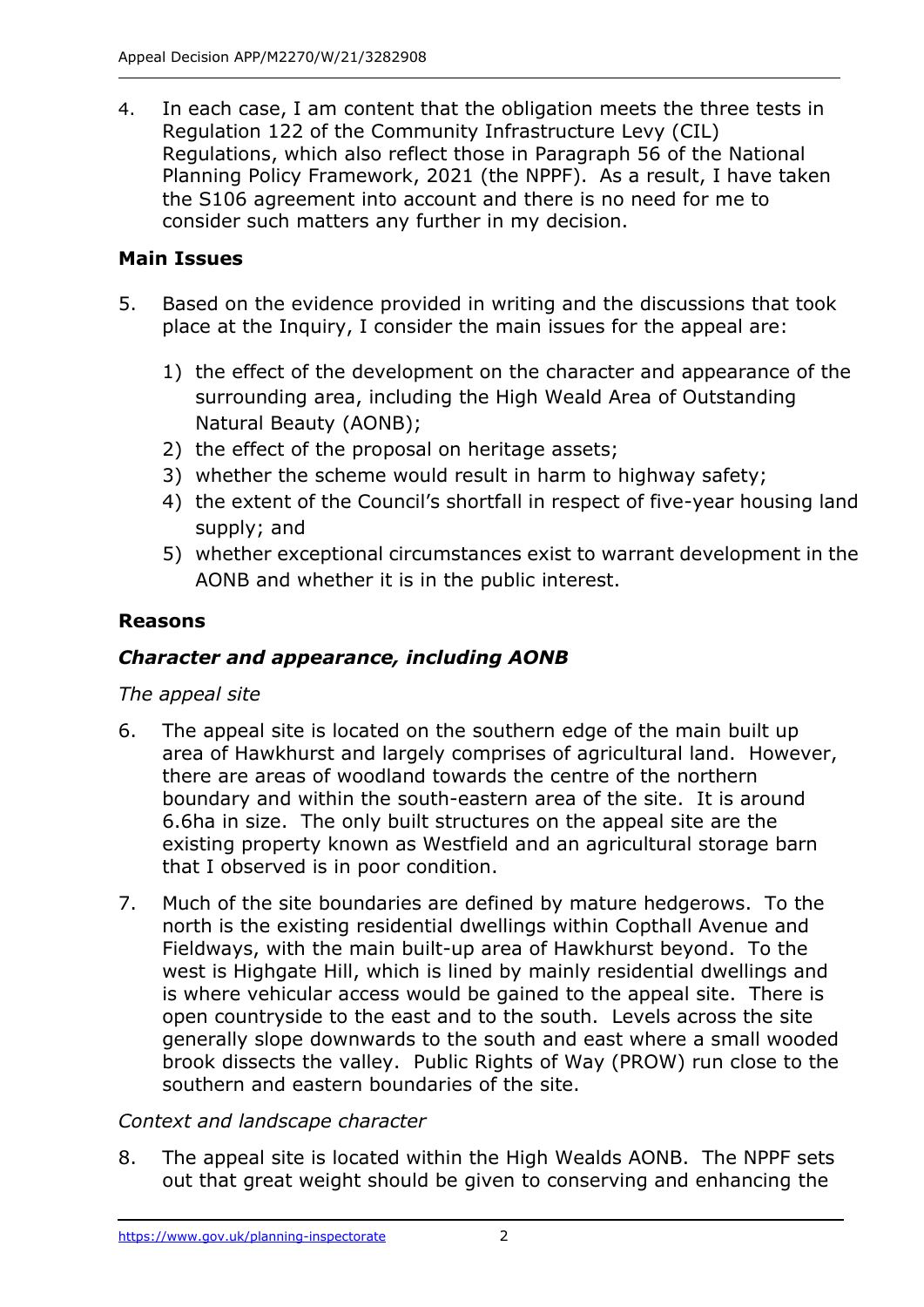4. In each case, I am content that the obligation meets the three tests in Regulation 122 of the Community Infrastructure Levy (CIL) Regulations, which also reflect those in Paragraph 56 of the National Planning Policy Framework, 2021 (the NPPF). As a result, I have taken the S106 agreement into account and there is no need for me to consider such matters any further in my decision.

## Main Issues

5. Based on the evidence provided in writing and the discussions that took place at the Inquiry, I consider the main issues for the appeal are:

    1) the effect of the development on the character and appearance of the surrounding area, including the High Weald Area of Outstanding Natural Beauty (AONB);
    2) the effect of the proposal on heritage assets;
    3) whether the scheme would result in harm to highway safety;
    4) the extent of the Council's shortfall in respect of five-year housing land supply; and
    5) whether exceptional circumstances exist to warrant development in the AONB and whether it is in the public interest.

## Reasons

### *Character and appearance, including AONB*

*The appeal site*

6. The appeal site is located on the southern edge of the main built up area of Hawkhurst and largely comprises of agricultural land. However, there are areas of woodland towards the centre of the northern boundary and within the south-eastern area of the site. It is around 6.6ha in size. The only built structures on the appeal site are the existing property known as Westfield and an agricultural storage barn that I observed is in poor condition.

7. Much of the site boundaries are defined by mature hedgerows. To the north is the existing residential dwellings within Copthall Avenue and Fieldways, with the main built-up area of Hawkhurst beyond. To the west is Highgate Hill, which is lined by mainly residential dwellings and is where vehicular access would be gained to the appeal site. There is open countryside to the east and to the south. Levels across the site generally slope downwards to the south and east where a small wooded brook dissects the valley. Public Rights of Way (PROW) run close to the southern and eastern boundaries of the site.

*Context and landscape character*

8. The appeal site is located within the High Wealds AONB. The NPPF sets out that great weight should be given to conserving and enhancing the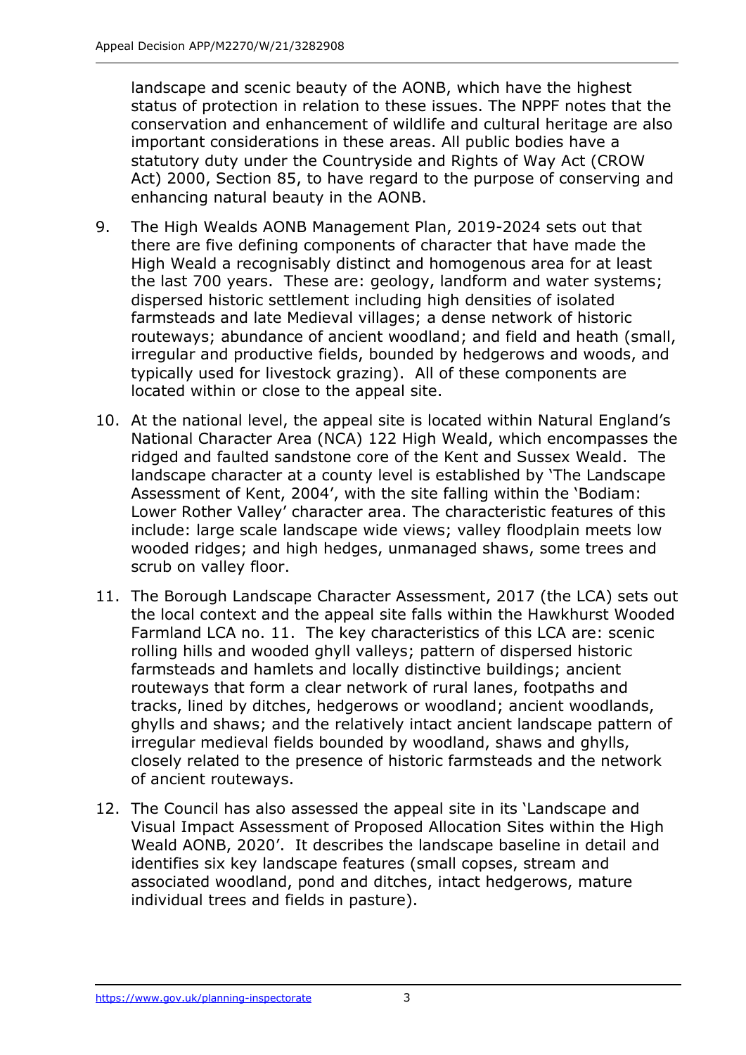landscape and scenic beauty of the AONB, which have the highest status of protection in relation to these issues. The NPPF notes that the conservation and enhancement of wildlife and cultural heritage are also important considerations in these areas. All public bodies have a statutory duty under the Countryside and Rights of Way Act (CROW Act) 2000, Section 85, to have regard to the purpose of conserving and enhancing natural beauty in the AONB.

9. The High Wealds AONB Management Plan, 2019-2024 sets out that there are five defining components of character that have made the High Weald a recognisably distinct and homogenous area for at least the last 700 years. These are: geology, landform and water systems; dispersed historic settlement including high densities of isolated farmsteads and late Medieval villages; a dense network of historic routeways; abundance of ancient woodland; and field and heath (small, irregular and productive fields, bounded by hedgerows and woods, and typically used for livestock grazing). All of these components are located within or close to the appeal site.

10. At the national level, the appeal site is located within Natural England's National Character Area (NCA) 122 High Weald, which encompasses the ridged and faulted sandstone core of the Kent and Sussex Weald. The landscape character at a county level is established by 'The Landscape Assessment of Kent, 2004', with the site falling within the 'Bodiam: Lower Rother Valley' character area. The characteristic features of this include: large scale landscape wide views; valley floodplain meets low wooded ridges; and high hedges, unmanaged shaws, some trees and scrub on valley floor.

11. The Borough Landscape Character Assessment, 2017 (the LCA) sets out the local context and the appeal site falls within the Hawkhurst Wooded Farmland LCA no. 11. The key characteristics of this LCA are: scenic rolling hills and wooded ghyll valleys; pattern of dispersed historic farmsteads and hamlets and locally distinctive buildings; ancient routeways that form a clear network of rural lanes, footpaths and tracks, lined by ditches, hedgerows or woodland; ancient woodlands, ghylls and shaws; and the relatively intact ancient landscape pattern of irregular medieval fields bounded by woodland, shaws and ghylls, closely related to the presence of historic farmsteads and the network of ancient routeways.

12. The Council has also assessed the appeal site in its 'Landscape and Visual Impact Assessment of Proposed Allocation Sites within the High Weald AONB, 2020'. It describes the landscape baseline in detail and identifies six key landscape features (small copses, stream and associated woodland, pond and ditches, intact hedgerows, mature individual trees and fields in pasture).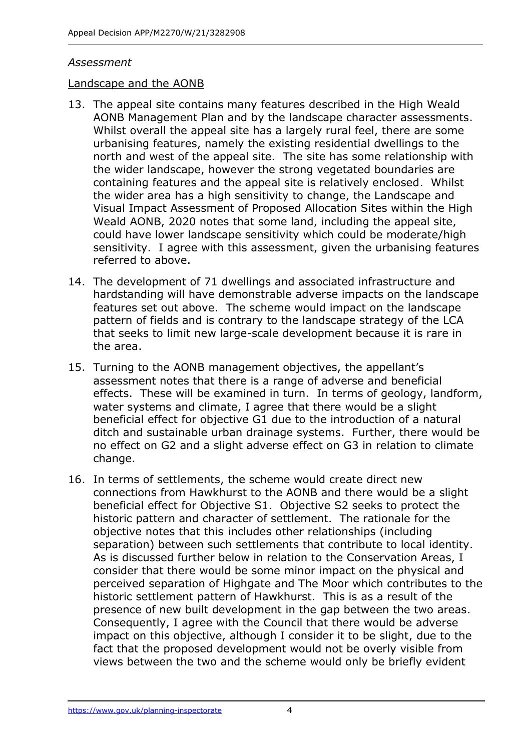*Assessment*

Landscape and the AONB

13. The appeal site contains many features described in the High Weald AONB Management Plan and by the landscape character assessments. Whilst overall the appeal site has a largely rural feel, there are some urbanising features, namely the existing residential dwellings to the north and west of the appeal site. The site has some relationship with the wider landscape, however the strong vegetated boundaries are containing features and the appeal site is relatively enclosed. Whilst the wider area has a high sensitivity to change, the Landscape and Visual Impact Assessment of Proposed Allocation Sites within the High Weald AONB, 2020 notes that some land, including the appeal site, could have lower landscape sensitivity which could be moderate/high sensitivity. I agree with this assessment, given the urbanising features referred to above.

14. The development of 71 dwellings and associated infrastructure and hardstanding will have demonstrable adverse impacts on the landscape features set out above. The scheme would impact on the landscape pattern of fields and is contrary to the landscape strategy of the LCA that seeks to limit new large-scale development because it is rare in the area.

15. Turning to the AONB management objectives, the appellant's assessment notes that there is a range of adverse and beneficial effects. These will be examined in turn. In terms of geology, landform, water systems and climate, I agree that there would be a slight beneficial effect for objective G1 due to the introduction of a natural ditch and sustainable urban drainage systems. Further, there would be no effect on G2 and a slight adverse effect on G3 in relation to climate change.

16. In terms of settlements, the scheme would create direct new connections from Hawkhurst to the AONB and there would be a slight beneficial effect for Objective S1. Objective S2 seeks to protect the historic pattern and character of settlement. The rationale for the objective notes that this includes other relationships (including separation) between such settlements that contribute to local identity. As is discussed further below in relation to the Conservation Areas, I consider that there would be some minor impact on the physical and perceived separation of Highgate and The Moor which contributes to the historic settlement pattern of Hawkhurst. This is as a result of the presence of new built development in the gap between the two areas. Consequently, I agree with the Council that there would be adverse impact on this objective, although I consider it to be slight, due to the fact that the proposed development would not be overly visible from views between the two and the scheme would only be briefly evident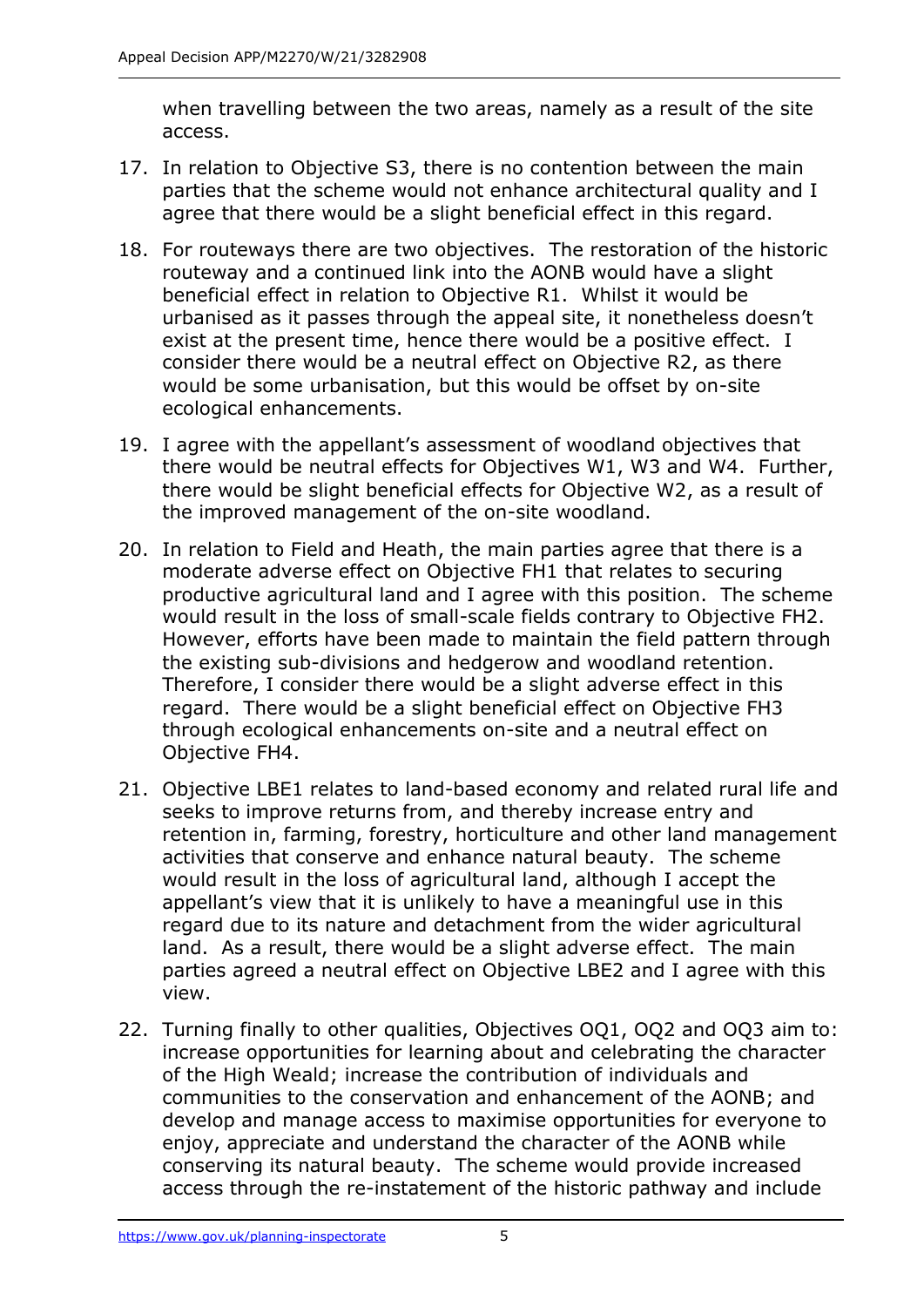when travelling between the two areas, namely as a result of the site access.

17. In relation to Objective S3, there is no contention between the main parties that the scheme would not enhance architectural quality and I agree that there would be a slight beneficial effect in this regard.

18. For routeways there are two objectives. The restoration of the historic routeway and a continued link into the AONB would have a slight beneficial effect in relation to Objective R1. Whilst it would be urbanised as it passes through the appeal site, it nonetheless doesn't exist at the present time, hence there would be a positive effect. I consider there would be a neutral effect on Objective R2, as there would be some urbanisation, but this would be offset by on-site ecological enhancements.

19. I agree with the appellant's assessment of woodland objectives that there would be neutral effects for Objectives W1, W3 and W4. Further, there would be slight beneficial effects for Objective W2, as a result of the improved management of the on-site woodland.

20. In relation to Field and Heath, the main parties agree that there is a moderate adverse effect on Objective FH1 that relates to securing productive agricultural land and I agree with this position. The scheme would result in the loss of small-scale fields contrary to Objective FH2. However, efforts have been made to maintain the field pattern through the existing sub-divisions and hedgerow and woodland retention. Therefore, I consider there would be a slight adverse effect in this regard. There would be a slight beneficial effect on Objective FH3 through ecological enhancements on-site and a neutral effect on Objective FH4.

21. Objective LBE1 relates to land-based economy and related rural life and seeks to improve returns from, and thereby increase entry and retention in, farming, forestry, horticulture and other land management activities that conserve and enhance natural beauty. The scheme would result in the loss of agricultural land, although I accept the appellant's view that it is unlikely to have a meaningful use in this regard due to its nature and detachment from the wider agricultural land. As a result, there would be a slight adverse effect. The main parties agreed a neutral effect on Objective LBE2 and I agree with this view.

22. Turning finally to other qualities, Objectives OQ1, OQ2 and OQ3 aim to: increase opportunities for learning about and celebrating the character of the High Weald; increase the contribution of individuals and communities to the conservation and enhancement of the AONB; and develop and manage access to maximise opportunities for everyone to enjoy, appreciate and understand the character of the AONB while conserving its natural beauty. The scheme would provide increased access through the re-instatement of the historic pathway and include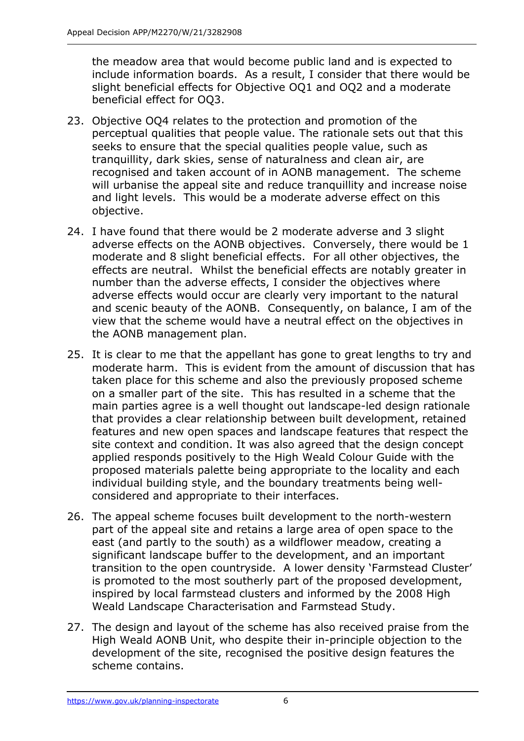the meadow area that would become public land and is expected to include information boards. As a result, I consider that there would be slight beneficial effects for Objective OQ1 and OQ2 and a moderate beneficial effect for OQ3.

23. Objective OQ4 relates to the protection and promotion of the perceptual qualities that people value. The rationale sets out that this seeks to ensure that the special qualities people value, such as tranquillity, dark skies, sense of naturalness and clean air, are recognised and taken account of in AONB management. The scheme will urbanise the appeal site and reduce tranquillity and increase noise and light levels. This would be a moderate adverse effect on this objective.

24. I have found that there would be 2 moderate adverse and 3 slight adverse effects on the AONB objectives. Conversely, there would be 1 moderate and 8 slight beneficial effects. For all other objectives, the effects are neutral. Whilst the beneficial effects are notably greater in number than the adverse effects, I consider the objectives where adverse effects would occur are clearly very important to the natural and scenic beauty of the AONB. Consequently, on balance, I am of the view that the scheme would have a neutral effect on the objectives in the AONB management plan.

25. It is clear to me that the appellant has gone to great lengths to try and moderate harm. This is evident from the amount of discussion that has taken place for this scheme and also the previously proposed scheme on a smaller part of the site. This has resulted in a scheme that the main parties agree is a well thought out landscape-led design rationale that provides a clear relationship between built development, retained features and new open spaces and landscape features that respect the site context and condition. It was also agreed that the design concept applied responds positively to the High Weald Colour Guide with the proposed materials palette being appropriate to the locality and each individual building style, and the boundary treatments being well-considered and appropriate to their interfaces.

26. The appeal scheme focuses built development to the north-western part of the appeal site and retains a large area of open space to the east (and partly to the south) as a wildflower meadow, creating a significant landscape buffer to the development, and an important transition to the open countryside. A lower density 'Farmstead Cluster' is promoted to the most southerly part of the proposed development, inspired by local farmstead clusters and informed by the 2008 High Weald Landscape Characterisation and Farmstead Study.

27. The design and layout of the scheme has also received praise from the High Weald AONB Unit, who despite their in-principle objection to the development of the site, recognised the positive design features the scheme contains.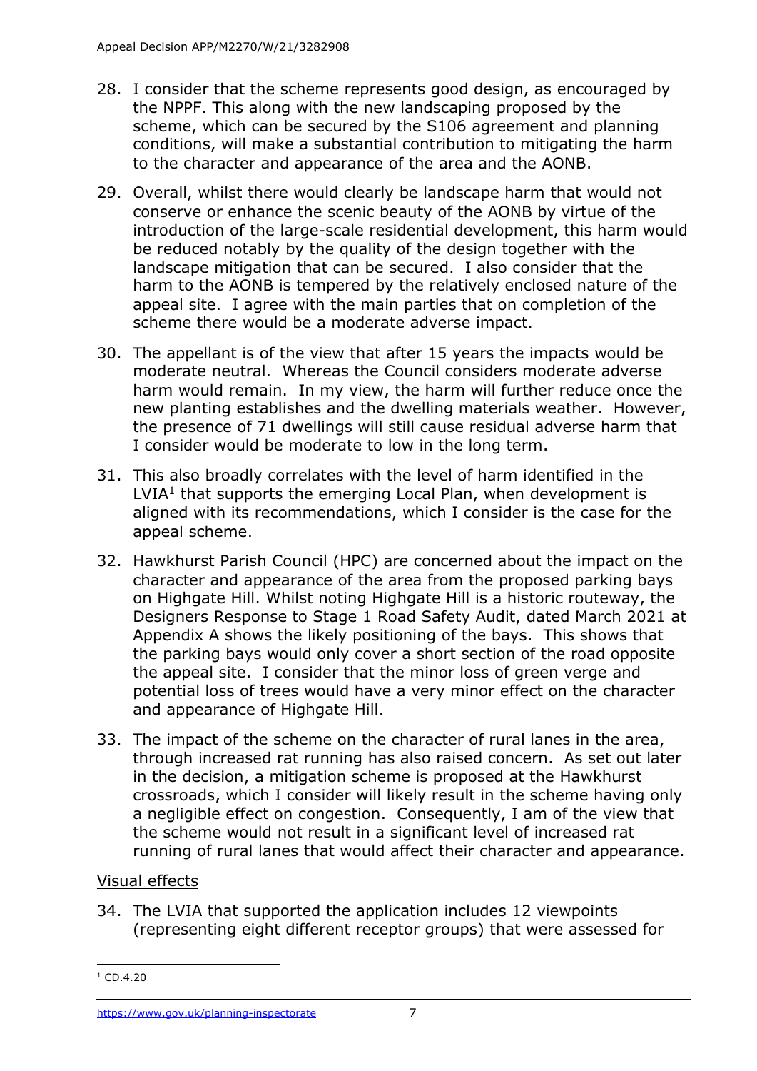28. I consider that the scheme represents good design, as encouraged by the NPPF. This along with the new landscaping proposed by the scheme, which can be secured by the S106 agreement and planning conditions, will make a substantial contribution to mitigating the harm to the character and appearance of the area and the AONB.

29. Overall, whilst there would clearly be landscape harm that would not conserve or enhance the scenic beauty of the AONB by virtue of the introduction of the large-scale residential development, this harm would be reduced notably by the quality of the design together with the landscape mitigation that can be secured. I also consider that the harm to the AONB is tempered by the relatively enclosed nature of the appeal site. I agree with the main parties that on completion of the scheme there would be a moderate adverse impact.

30. The appellant is of the view that after 15 years the impacts would be moderate neutral. Whereas the Council considers moderate adverse harm would remain. In my view, the harm will further reduce once the new planting establishes and the dwelling materials weather. However, the presence of 71 dwellings will still cause residual adverse harm that I consider would be moderate to low in the long term.

31. This also broadly correlates with the level of harm identified in the LVIA[1] that supports the emerging Local Plan, when development is aligned with its recommendations, which I consider is the case for the appeal scheme.

32. Hawkhurst Parish Council (HPC) are concerned about the impact on the character and appearance of the area from the proposed parking bays on Highgate Hill. Whilst noting Highgate Hill is a historic routeway, the Designers Response to Stage 1 Road Safety Audit, dated March 2021 at Appendix A shows the likely positioning of the bays. This shows that the parking bays would only cover a short section of the road opposite the appeal site. I consider that the minor loss of green verge and potential loss of trees would have a very minor effect on the character and appearance of Highgate Hill.

33. The impact of the scheme on the character of rural lanes in the area, through increased rat running has also raised concern. As set out later in the decision, a mitigation scheme is proposed at the Hawkhurst crossroads, which I consider will likely result in the scheme having only a negligible effect on congestion. Consequently, I am of the view that the scheme would not result in a significant level of increased rat running of rural lanes that would affect their character and appearance.

<u>Visual effects</u>

34. The LVIA that supported the application includes 12 viewpoints (representing eight different receptor groups) that were assessed for

[1] CD.4.20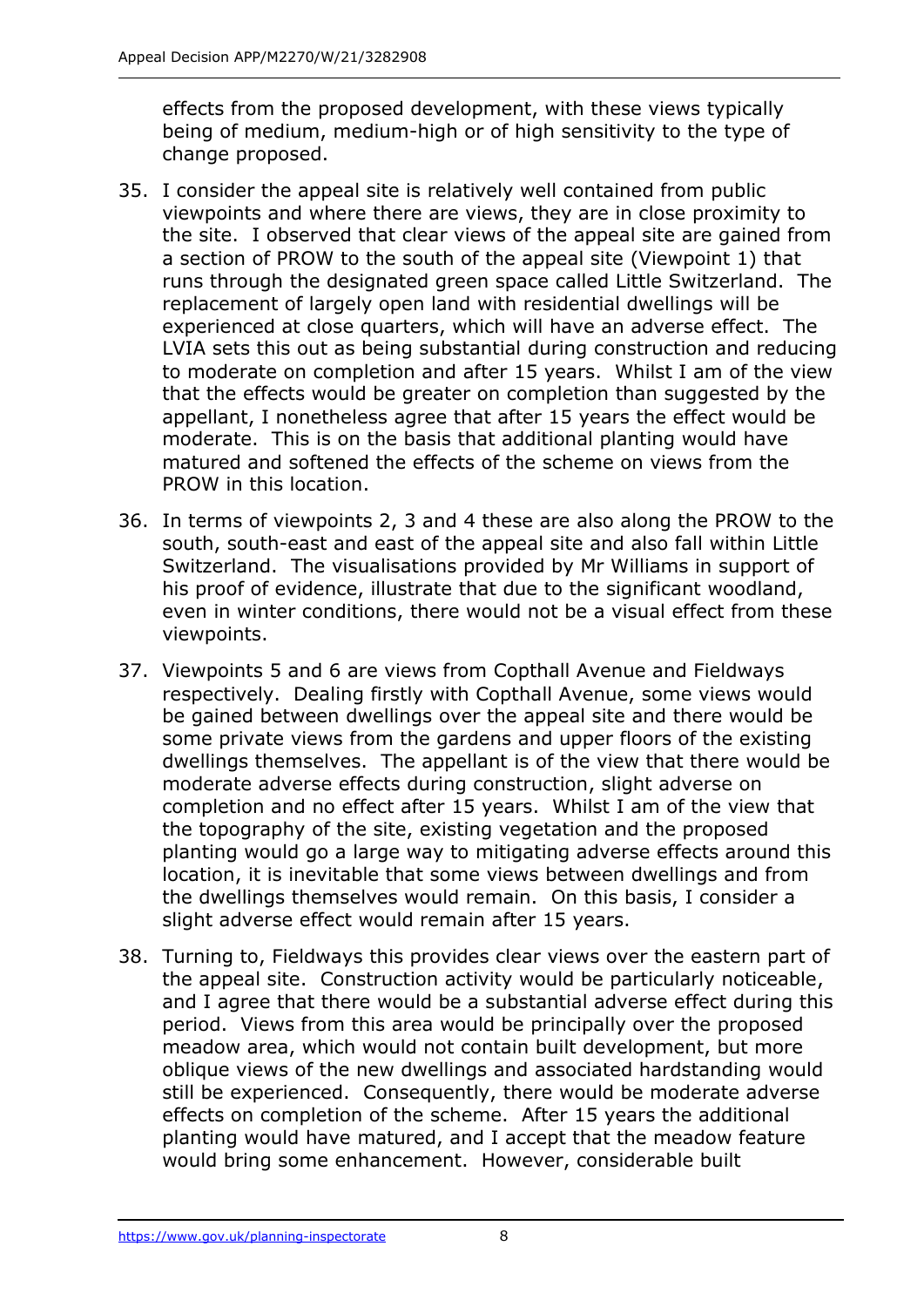effects from the proposed development, with these views typically being of medium, medium-high or of high sensitivity to the type of change proposed.

35. I consider the appeal site is relatively well contained from public viewpoints and where there are views, they are in close proximity to the site. I observed that clear views of the appeal site are gained from a section of PROW to the south of the appeal site (Viewpoint 1) that runs through the designated green space called Little Switzerland. The replacement of largely open land with residential dwellings will be experienced at close quarters, which will have an adverse effect. The LVIA sets this out as being substantial during construction and reducing to moderate on completion and after 15 years. Whilst I am of the view that the effects would be greater on completion than suggested by the appellant, I nonetheless agree that after 15 years the effect would be moderate. This is on the basis that additional planting would have matured and softened the effects of the scheme on views from the PROW in this location.

36. In terms of viewpoints 2, 3 and 4 these are also along the PROW to the south, south-east and east of the appeal site and also fall within Little Switzerland. The visualisations provided by Mr Williams in support of his proof of evidence, illustrate that due to the significant woodland, even in winter conditions, there would not be a visual effect from these viewpoints.

37. Viewpoints 5 and 6 are views from Copthall Avenue and Fieldways respectively. Dealing firstly with Copthall Avenue, some views would be gained between dwellings over the appeal site and there would be some private views from the gardens and upper floors of the existing dwellings themselves. The appellant is of the view that there would be moderate adverse effects during construction, slight adverse on completion and no effect after 15 years. Whilst I am of the view that the topography of the site, existing vegetation and the proposed planting would go a large way to mitigating adverse effects around this location, it is inevitable that some views between dwellings and from the dwellings themselves would remain. On this basis, I consider a slight adverse effect would remain after 15 years.

38. Turning to, Fieldways this provides clear views over the eastern part of the appeal site. Construction activity would be particularly noticeable, and I agree that there would be a substantial adverse effect during this period. Views from this area would be principally over the proposed meadow area, which would not contain built development, but more oblique views of the new dwellings and associated hardstanding would still be experienced. Consequently, there would be moderate adverse effects on completion of the scheme. After 15 years the additional planting would have matured, and I accept that the meadow feature would bring some enhancement. However, considerable built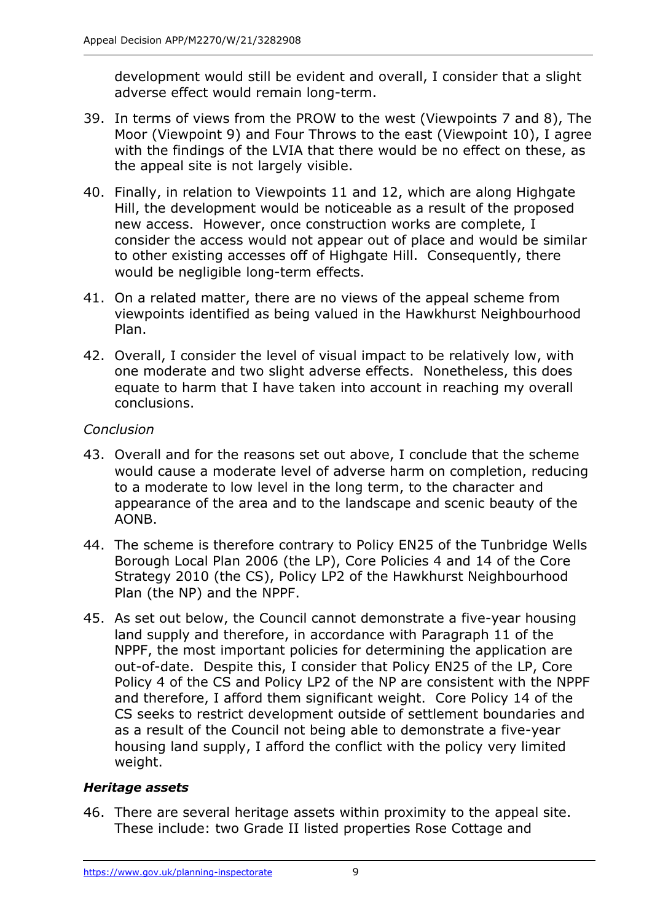development would still be evident and overall, I consider that a slight adverse effect would remain long-term.

39. In terms of views from the PROW to the west (Viewpoints 7 and 8), The Moor (Viewpoint 9) and Four Throws to the east (Viewpoint 10), I agree with the findings of the LVIA that there would be no effect on these, as the appeal site is not largely visible.

40. Finally, in relation to Viewpoints 11 and 12, which are along Highgate Hill, the development would be noticeable as a result of the proposed new access. However, once construction works are complete, I consider the access would not appear out of place and would be similar to other existing accesses off of Highgate Hill. Consequently, there would be negligible long-term effects.

41. On a related matter, there are no views of the appeal scheme from viewpoints identified as being valued in the Hawkhurst Neighbourhood Plan.

42. Overall, I consider the level of visual impact to be relatively low, with one moderate and two slight adverse effects. Nonetheless, this does equate to harm that I have taken into account in reaching my overall conclusions.

*Conclusion*

43. Overall and for the reasons set out above, I conclude that the scheme would cause a moderate level of adverse harm on completion, reducing to a moderate to low level in the long term, to the character and appearance of the area and to the landscape and scenic beauty of the AONB.

44. The scheme is therefore contrary to Policy EN25 of the Tunbridge Wells Borough Local Plan 2006 (the LP), Core Policies 4 and 14 of the Core Strategy 2010 (the CS), Policy LP2 of the Hawkhurst Neighbourhood Plan (the NP) and the NPPF.

45. As set out below, the Council cannot demonstrate a five-year housing land supply and therefore, in accordance with Paragraph 11 of the NPPF, the most important policies for determining the application are out-of-date. Despite this, I consider that Policy EN25 of the LP, Core Policy 4 of the CS and Policy LP2 of the NP are consistent with the NPPF and therefore, I afford them significant weight. Core Policy 14 of the CS seeks to restrict development outside of settlement boundaries and as a result of the Council not being able to demonstrate a five-year housing land supply, I afford the conflict with the policy very limited weight.

***Heritage assets***

46. There are several heritage assets within proximity to the appeal site. These include: two Grade II listed properties Rose Cottage and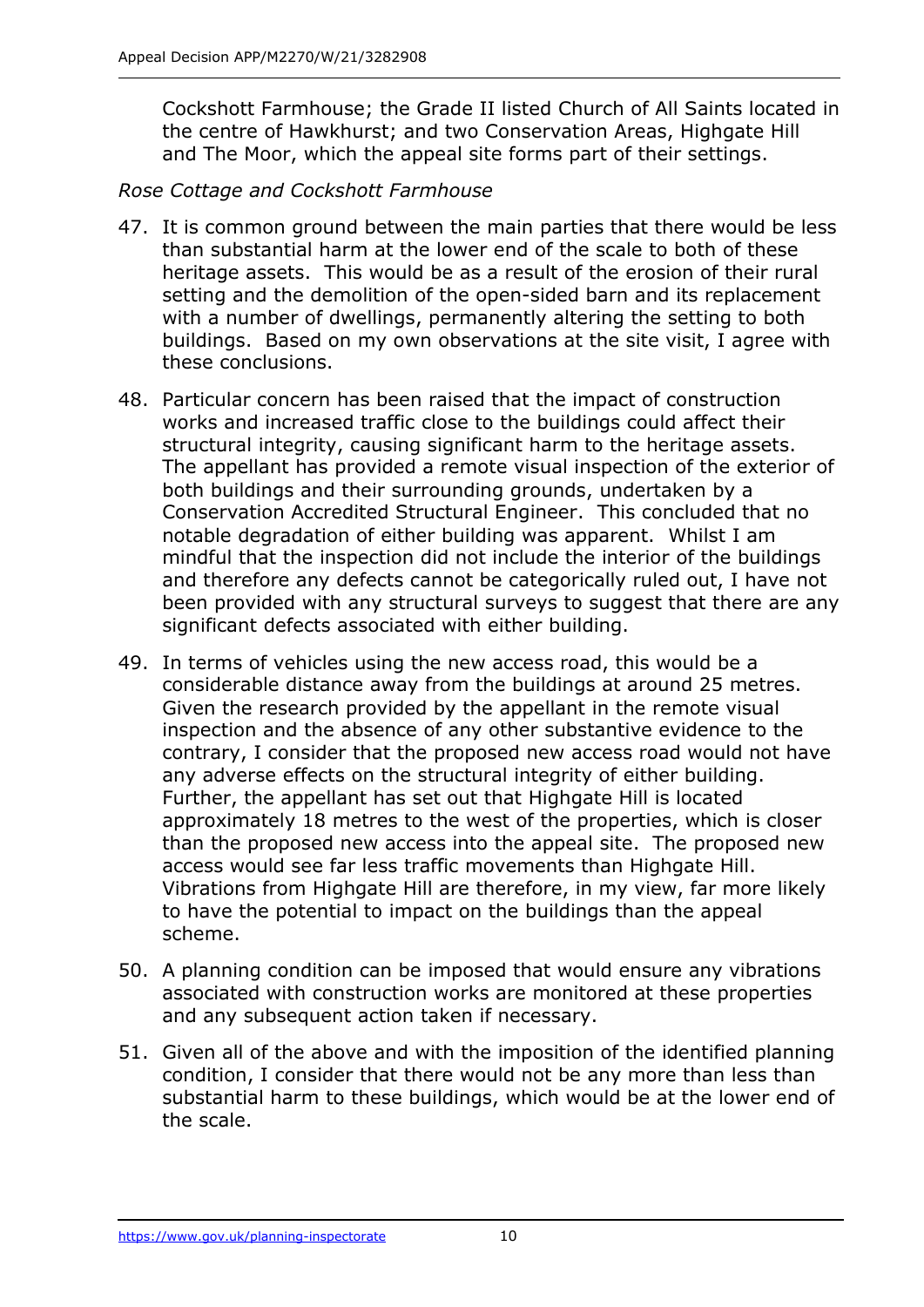Cockshott Farmhouse; the Grade II listed Church of All Saints located in the centre of Hawkhurst; and two Conservation Areas, Highgate Hill and The Moor, which the appeal site forms part of their settings.

*Rose Cottage and Cockshott Farmhouse*

47. It is common ground between the main parties that there would be less than substantial harm at the lower end of the scale to both of these heritage assets. This would be as a result of the erosion of their rural setting and the demolition of the open-sided barn and its replacement with a number of dwellings, permanently altering the setting to both buildings. Based on my own observations at the site visit, I agree with these conclusions.

48. Particular concern has been raised that the impact of construction works and increased traffic close to the buildings could affect their structural integrity, causing significant harm to the heritage assets. The appellant has provided a remote visual inspection of the exterior of both buildings and their surrounding grounds, undertaken by a Conservation Accredited Structural Engineer. This concluded that no notable degradation of either building was apparent. Whilst I am mindful that the inspection did not include the interior of the buildings and therefore any defects cannot be categorically ruled out, I have not been provided with any structural surveys to suggest that there are any significant defects associated with either building.

49. In terms of vehicles using the new access road, this would be a considerable distance away from the buildings at around 25 metres. Given the research provided by the appellant in the remote visual inspection and the absence of any other substantive evidence to the contrary, I consider that the proposed new access road would not have any adverse effects on the structural integrity of either building. Further, the appellant has set out that Highgate Hill is located approximately 18 metres to the west of the properties, which is closer than the proposed new access into the appeal site. The proposed new access would see far less traffic movements than Highgate Hill. Vibrations from Highgate Hill are therefore, in my view, far more likely to have the potential to impact on the buildings than the appeal scheme.

50. A planning condition can be imposed that would ensure any vibrations associated with construction works are monitored at these properties and any subsequent action taken if necessary.

51. Given all of the above and with the imposition of the identified planning condition, I consider that there would not be any more than less than substantial harm to these buildings, which would be at the lower end of the scale.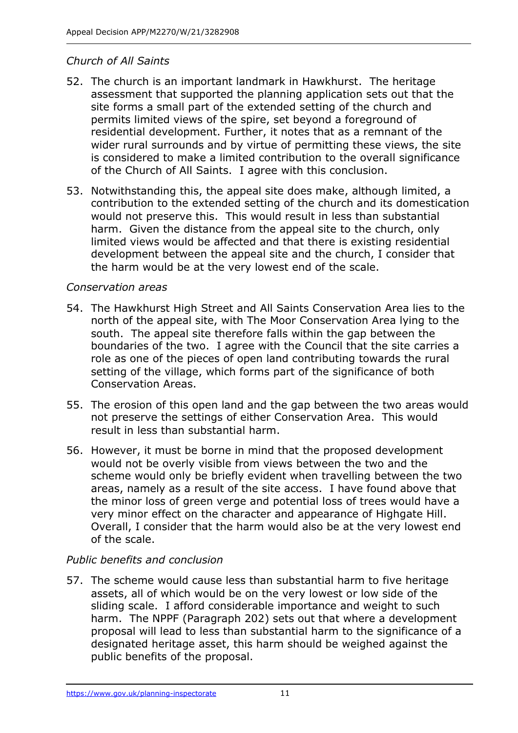*Church of All Saints*

52. The church is an important landmark in Hawkhurst. The heritage assessment that supported the planning application sets out that the site forms a small part of the extended setting of the church and permits limited views of the spire, set beyond a foreground of residential development. Further, it notes that as a remnant of the wider rural surrounds and by virtue of permitting these views, the site is considered to make a limited contribution to the overall significance of the Church of All Saints. I agree with this conclusion.

53. Notwithstanding this, the appeal site does make, although limited, a contribution to the extended setting of the church and its domestication would not preserve this. This would result in less than substantial harm. Given the distance from the appeal site to the church, only limited views would be affected and that there is existing residential development between the appeal site and the church, I consider that the harm would be at the very lowest end of the scale.

*Conservation areas*

54. The Hawkhurst High Street and All Saints Conservation Area lies to the north of the appeal site, with The Moor Conservation Area lying to the south. The appeal site therefore falls within the gap between the boundaries of the two. I agree with the Council that the site carries a role as one of the pieces of open land contributing towards the rural setting of the village, which forms part of the significance of both Conservation Areas.

55. The erosion of this open land and the gap between the two areas would not preserve the settings of either Conservation Area. This would result in less than substantial harm.

56. However, it must be borne in mind that the proposed development would not be overly visible from views between the two and the scheme would only be briefly evident when travelling between the two areas, namely as a result of the site access. I have found above that the minor loss of green verge and potential loss of trees would have a very minor effect on the character and appearance of Highgate Hill. Overall, I consider that the harm would also be at the very lowest end of the scale.

*Public benefits and conclusion*

57. The scheme would cause less than substantial harm to five heritage assets, all of which would be on the very lowest or low side of the sliding scale. I afford considerable importance and weight to such harm. The NPPF (Paragraph 202) sets out that where a development proposal will lead to less than substantial harm to the significance of a designated heritage asset, this harm should be weighed against the public benefits of the proposal.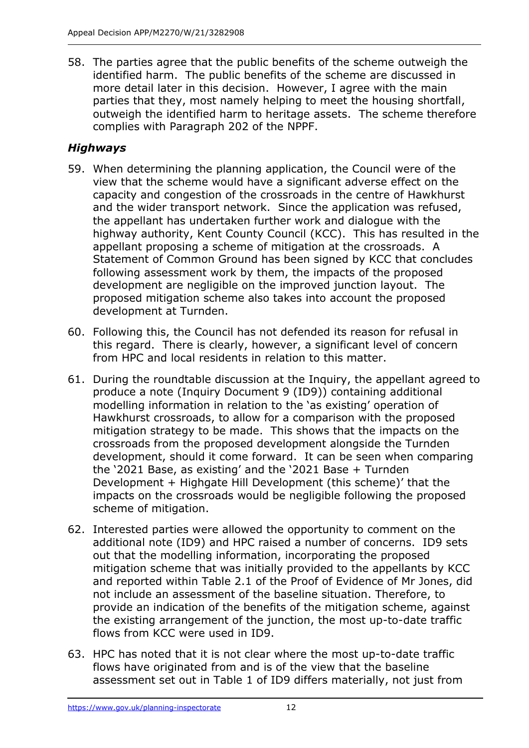58. The parties agree that the public benefits of the scheme outweigh the identified harm. The public benefits of the scheme are discussed in more detail later in this decision. However, I agree with the main parties that they, most namely helping to meet the housing shortfall, outweigh the identified harm to heritage assets. The scheme therefore complies with Paragraph 202 of the NPPF.

### *Highways*

59. When determining the planning application, the Council were of the view that the scheme would have a significant adverse effect on the capacity and congestion of the crossroads in the centre of Hawkhurst and the wider transport network. Since the application was refused, the appellant has undertaken further work and dialogue with the highway authority, Kent County Council (KCC). This has resulted in the appellant proposing a scheme of mitigation at the crossroads. A Statement of Common Ground has been signed by KCC that concludes following assessment work by them, the impacts of the proposed development are negligible on the improved junction layout. The proposed mitigation scheme also takes into account the proposed development at Turnden.

60. Following this, the Council has not defended its reason for refusal in this regard. There is clearly, however, a significant level of concern from HPC and local residents in relation to this matter.

61. During the roundtable discussion at the Inquiry, the appellant agreed to produce a note (Inquiry Document 9 (ID9)) containing additional modelling information in relation to the 'as existing' operation of Hawkhurst crossroads, to allow for a comparison with the proposed mitigation strategy to be made. This shows that the impacts on the crossroads from the proposed development alongside the Turnden development, should it come forward. It can be seen when comparing the '2021 Base, as existing' and the '2021 Base + Turnden Development + Highgate Hill Development (this scheme)' that the impacts on the crossroads would be negligible following the proposed scheme of mitigation.

62. Interested parties were allowed the opportunity to comment on the additional note (ID9) and HPC raised a number of concerns. ID9 sets out that the modelling information, incorporating the proposed mitigation scheme that was initially provided to the appellants by KCC and reported within Table 2.1 of the Proof of Evidence of Mr Jones, did not include an assessment of the baseline situation. Therefore, to provide an indication of the benefits of the mitigation scheme, against the existing arrangement of the junction, the most up-to-date traffic flows from KCC were used in ID9.

63. HPC has noted that it is not clear where the most up-to-date traffic flows have originated from and is of the view that the baseline assessment set out in Table 1 of ID9 differs materially, not just from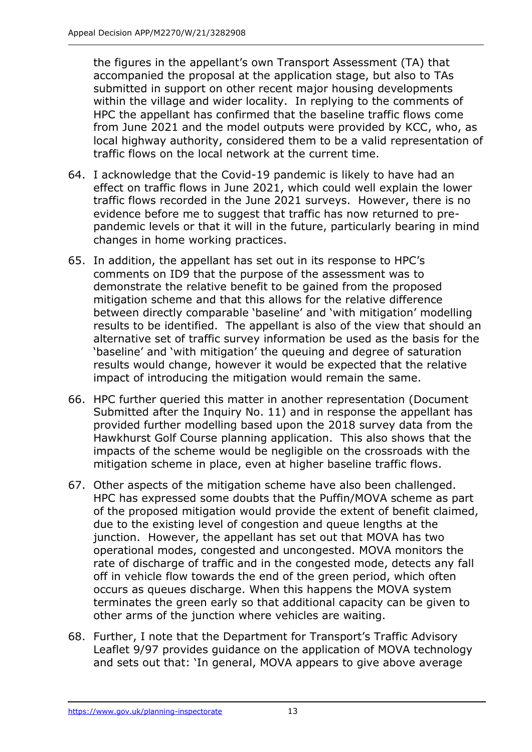the figures in the appellant's own Transport Assessment (TA) that accompanied the proposal at the application stage, but also to TAs submitted in support on other recent major housing developments within the village and wider locality. In replying to the comments of HPC the appellant has confirmed that the baseline traffic flows come from June 2021 and the model outputs were provided by KCC, who, as local highway authority, considered them to be a valid representation of traffic flows on the local network at the current time.

64. I acknowledge that the Covid-19 pandemic is likely to have had an effect on traffic flows in June 2021, which could well explain the lower traffic flows recorded in the June 2021 surveys. However, there is no evidence before me to suggest that traffic has now returned to pre-pandemic levels or that it will in the future, particularly bearing in mind changes in home working practices.

65. In addition, the appellant has set out in its response to HPC's comments on ID9 that the purpose of the assessment was to demonstrate the relative benefit to be gained from the proposed mitigation scheme and that this allows for the relative difference between directly comparable 'baseline' and 'with mitigation' modelling results to be identified. The appellant is also of the view that should an alternative set of traffic survey information be used as the basis for the 'baseline' and 'with mitigation' the queuing and degree of saturation results would change, however it would be expected that the relative impact of introducing the mitigation would remain the same.

66. HPC further queried this matter in another representation (Document Submitted after the Inquiry No. 11) and in response the appellant has provided further modelling based upon the 2018 survey data from the Hawkhurst Golf Course planning application. This also shows that the impacts of the scheme would be negligible on the crossroads with the mitigation scheme in place, even at higher baseline traffic flows.

67. Other aspects of the mitigation scheme have also been challenged. HPC has expressed some doubts that the Puffin/MOVA scheme as part of the proposed mitigation would provide the extent of benefit claimed, due to the existing level of congestion and queue lengths at the junction. However, the appellant has set out that MOVA has two operational modes, congested and uncongested. MOVA monitors the rate of discharge of traffic and in the congested mode, detects any fall off in vehicle flow towards the end of the green period, which often occurs as queues discharge. When this happens the MOVA system terminates the green early so that additional capacity can be given to other arms of the junction where vehicles are waiting.

68. Further, I note that the Department for Transport's Traffic Advisory Leaflet 9/97 provides guidance on the application of MOVA technology and sets out that: 'In general, MOVA appears to give above average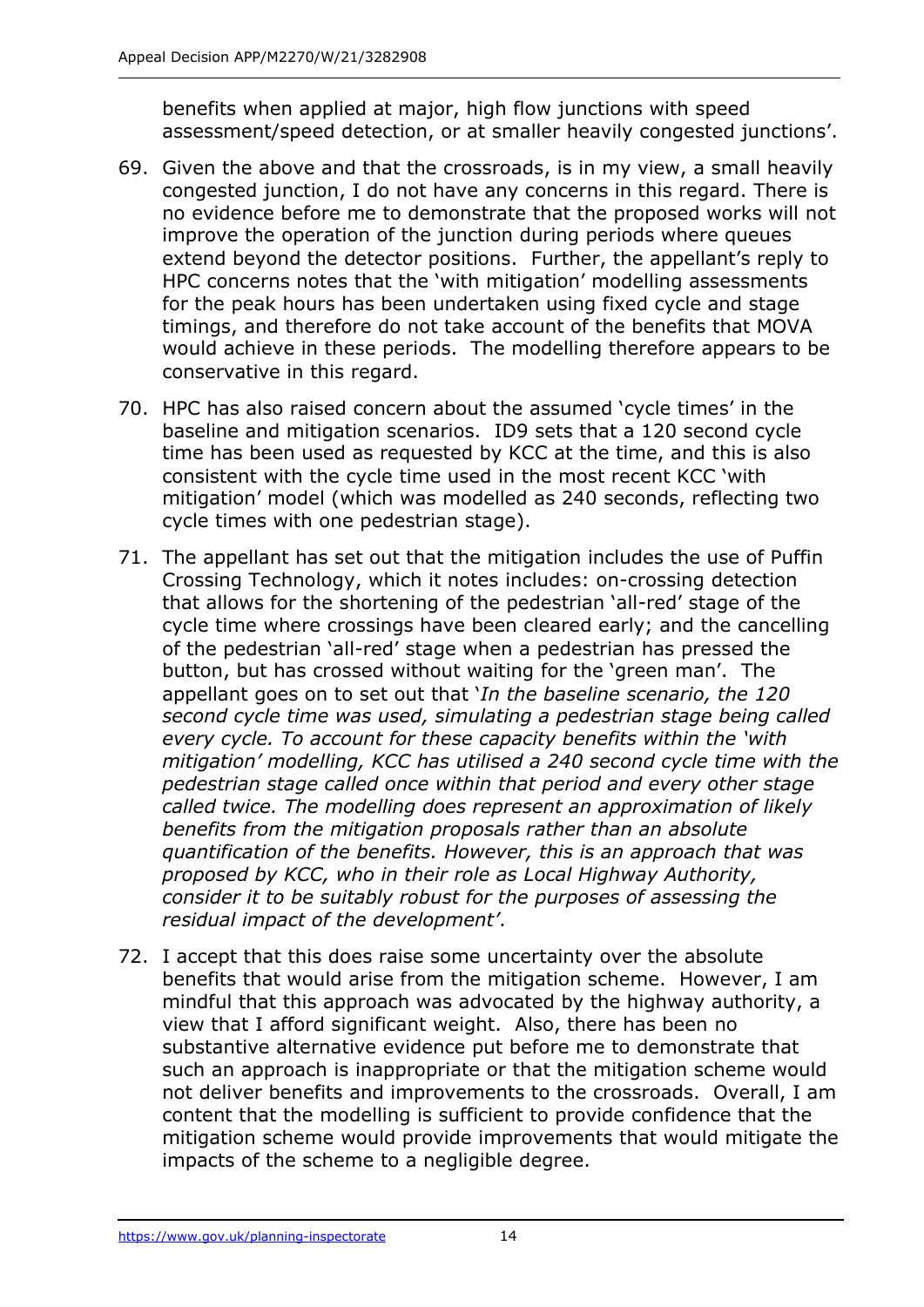benefits when applied at major, high flow junctions with speed assessment/speed detection, or at smaller heavily congested junctions'.

69. Given the above and that the crossroads, is in my view, a small heavily congested junction, I do not have any concerns in this regard. There is no evidence before me to demonstrate that the proposed works will not improve the operation of the junction during periods where queues extend beyond the detector positions. Further, the appellant's reply to HPC concerns notes that the 'with mitigation' modelling assessments for the peak hours has been undertaken using fixed cycle and stage timings, and therefore do not take account of the benefits that MOVA would achieve in these periods. The modelling therefore appears to be conservative in this regard.

70. HPC has also raised concern about the assumed 'cycle times' in the baseline and mitigation scenarios. ID9 sets that a 120 second cycle time has been used as requested by KCC at the time, and this is also consistent with the cycle time used in the most recent KCC 'with mitigation' model (which was modelled as 240 seconds, reflecting two cycle times with one pedestrian stage).

71. The appellant has set out that the mitigation includes the use of Puffin Crossing Technology, which it notes includes: on-crossing detection that allows for the shortening of the pedestrian 'all-red' stage of the cycle time where crossings have been cleared early; and the cancelling of the pedestrian 'all-red' stage when a pedestrian has pressed the button, but has crossed without waiting for the 'green man'. The appellant goes on to set out that '*In the baseline scenario, the 120 second cycle time was used, simulating a pedestrian stage being called every cycle. To account for these capacity benefits within the 'with mitigation' modelling, KCC has utilised a 240 second cycle time with the pedestrian stage called once within that period and every other stage called twice. The modelling does represent an approximation of likely benefits from the mitigation proposals rather than an absolute quantification of the benefits. However, this is an approach that was proposed by KCC, who in their role as Local Highway Authority, consider it to be suitably robust for the purposes of assessing the residual impact of the development*'.

72. I accept that this does raise some uncertainty over the absolute benefits that would arise from the mitigation scheme. However, I am mindful that this approach was advocated by the highway authority, a view that I afford significant weight. Also, there has been no substantive alternative evidence put before me to demonstrate that such an approach is inappropriate or that the mitigation scheme would not deliver benefits and improvements to the crossroads. Overall, I am content that the modelling is sufficient to provide confidence that the mitigation scheme would provide improvements that would mitigate the impacts of the scheme to a negligible degree.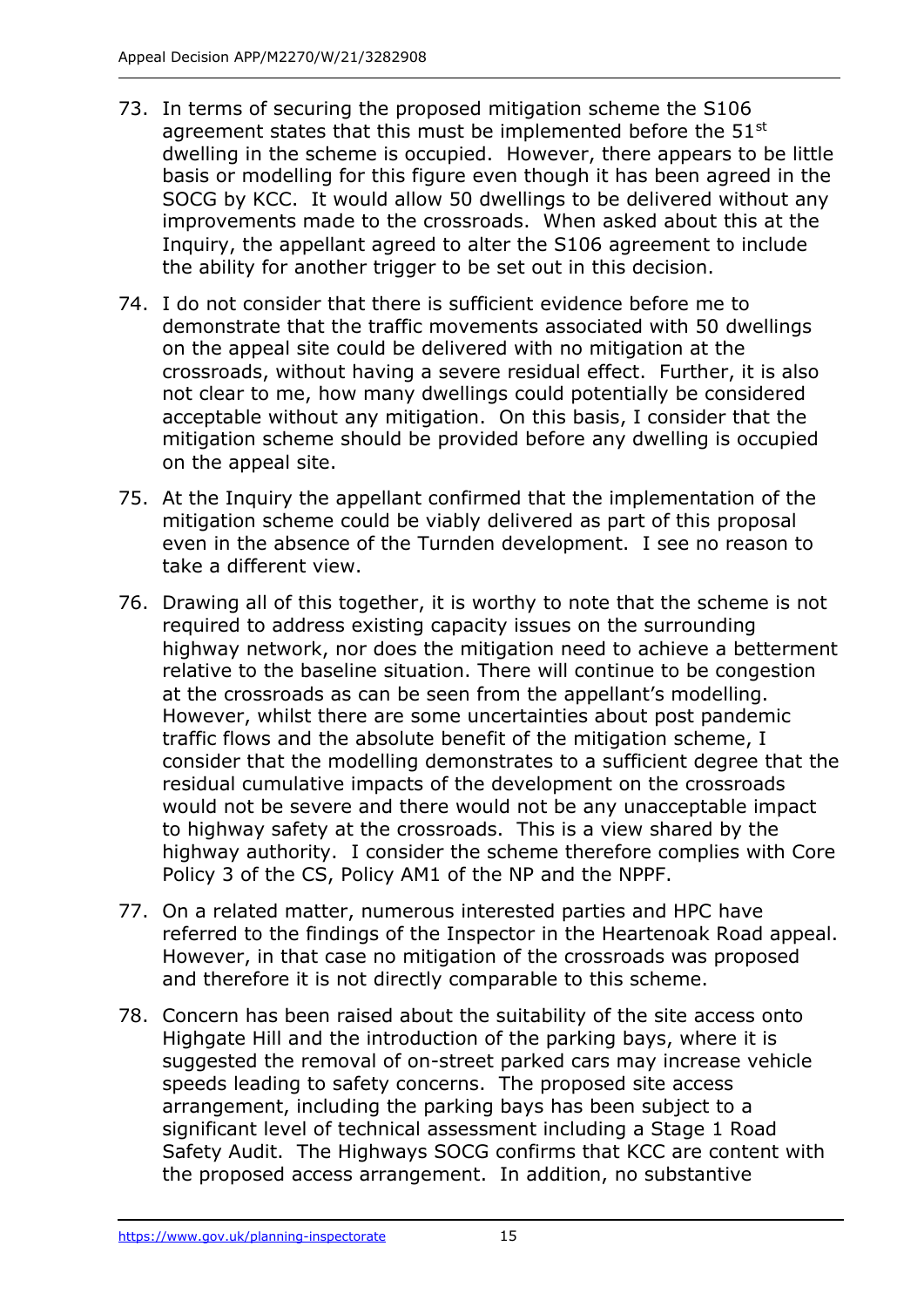73. In terms of securing the proposed mitigation scheme the S106 agreement states that this must be implemented before the 51st dwelling in the scheme is occupied. However, there appears to be little basis or modelling for this figure even though it has been agreed in the SOCG by KCC. It would allow 50 dwellings to be delivered without any improvements made to the crossroads. When asked about this at the Inquiry, the appellant agreed to alter the S106 agreement to include the ability for another trigger to be set out in this decision.

74. I do not consider that there is sufficient evidence before me to demonstrate that the traffic movements associated with 50 dwellings on the appeal site could be delivered with no mitigation at the crossroads, without having a severe residual effect. Further, it is also not clear to me, how many dwellings could potentially be considered acceptable without any mitigation. On this basis, I consider that the mitigation scheme should be provided before any dwelling is occupied on the appeal site.

75. At the Inquiry the appellant confirmed that the implementation of the mitigation scheme could be viably delivered as part of this proposal even in the absence of the Turnden development. I see no reason to take a different view.

76. Drawing all of this together, it is worthy to note that the scheme is not required to address existing capacity issues on the surrounding highway network, nor does the mitigation need to achieve a betterment relative to the baseline situation. There will continue to be congestion at the crossroads as can be seen from the appellant's modelling. However, whilst there are some uncertainties about post pandemic traffic flows and the absolute benefit of the mitigation scheme, I consider that the modelling demonstrates to a sufficient degree that the residual cumulative impacts of the development on the crossroads would not be severe and there would not be any unacceptable impact to highway safety at the crossroads. This is a view shared by the highway authority. I consider the scheme therefore complies with Core Policy 3 of the CS, Policy AM1 of the NP and the NPPF.

77. On a related matter, numerous interested parties and HPC have referred to the findings of the Inspector in the Heartenoak Road appeal. However, in that case no mitigation of the crossroads was proposed and therefore it is not directly comparable to this scheme.

78. Concern has been raised about the suitability of the site access onto Highgate Hill and the introduction of the parking bays, where it is suggested the removal of on-street parked cars may increase vehicle speeds leading to safety concerns. The proposed site access arrangement, including the parking bays has been subject to a significant level of technical assessment including a Stage 1 Road Safety Audit. The Highways SOCG confirms that KCC are content with the proposed access arrangement. In addition, no substantive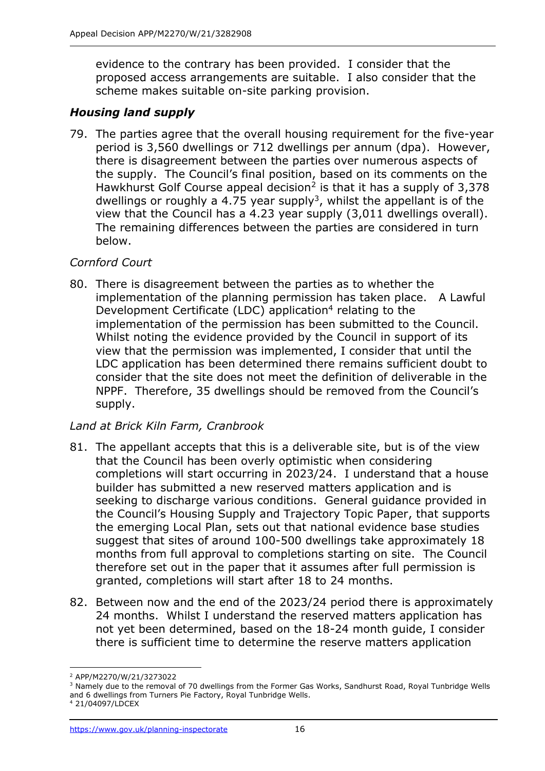evidence to the contrary has been provided. I consider that the proposed access arrangements are suitable. I also consider that the scheme makes suitable on-site parking provision.

### *Housing land supply*

79. The parties agree that the overall housing requirement for the five-year period is 3,560 dwellings or 712 dwellings per annum (dpa). However, there is disagreement between the parties over numerous aspects of the supply. The Council's final position, based on its comments on the Hawkhurst Golf Course appeal decision[2] is that it has a supply of 3,378 dwellings or roughly a 4.75 year supply[3], whilst the appellant is of the view that the Council has a 4.23 year supply (3,011 dwellings overall). The remaining differences between the parties are considered in turn below.

*Cornford Court*

80. There is disagreement between the parties as to whether the implementation of the planning permission has taken place. A Lawful Development Certificate (LDC) application[4] relating to the implementation of the permission has been submitted to the Council. Whilst noting the evidence provided by the Council in support of its view that the permission was implemented, I consider that until the LDC application has been determined there remains sufficient doubt to consider that the site does not meet the definition of deliverable in the NPPF. Therefore, 35 dwellings should be removed from the Council's supply.

*Land at Brick Kiln Farm, Cranbrook*

81. The appellant accepts that this is a deliverable site, but is of the view that the Council has been overly optimistic when considering completions will start occurring in 2023/24. I understand that a house builder has submitted a new reserved matters application and is seeking to discharge various conditions. General guidance provided in the Council's Housing Supply and Trajectory Topic Paper, that supports the emerging Local Plan, sets out that national evidence base studies suggest that sites of around 100-500 dwellings take approximately 18 months from full approval to completions starting on site. The Council therefore set out in the paper that it assumes after full permission is granted, completions will start after 18 to 24 months.

82. Between now and the end of the 2023/24 period there is approximately 24 months. Whilst I understand the reserved matters application has not yet been determined, based on the 18-24 month guide, I consider there is sufficient time to determine the reserve matters application

---

[2] APP/M2270/W/21/3273022

[3] Namely due to the removal of 70 dwellings from the Former Gas Works, Sandhurst Road, Royal Tunbridge Wells and 6 dwellings from Turners Pie Factory, Royal Tunbridge Wells.

[4] 21/04097/LDCEX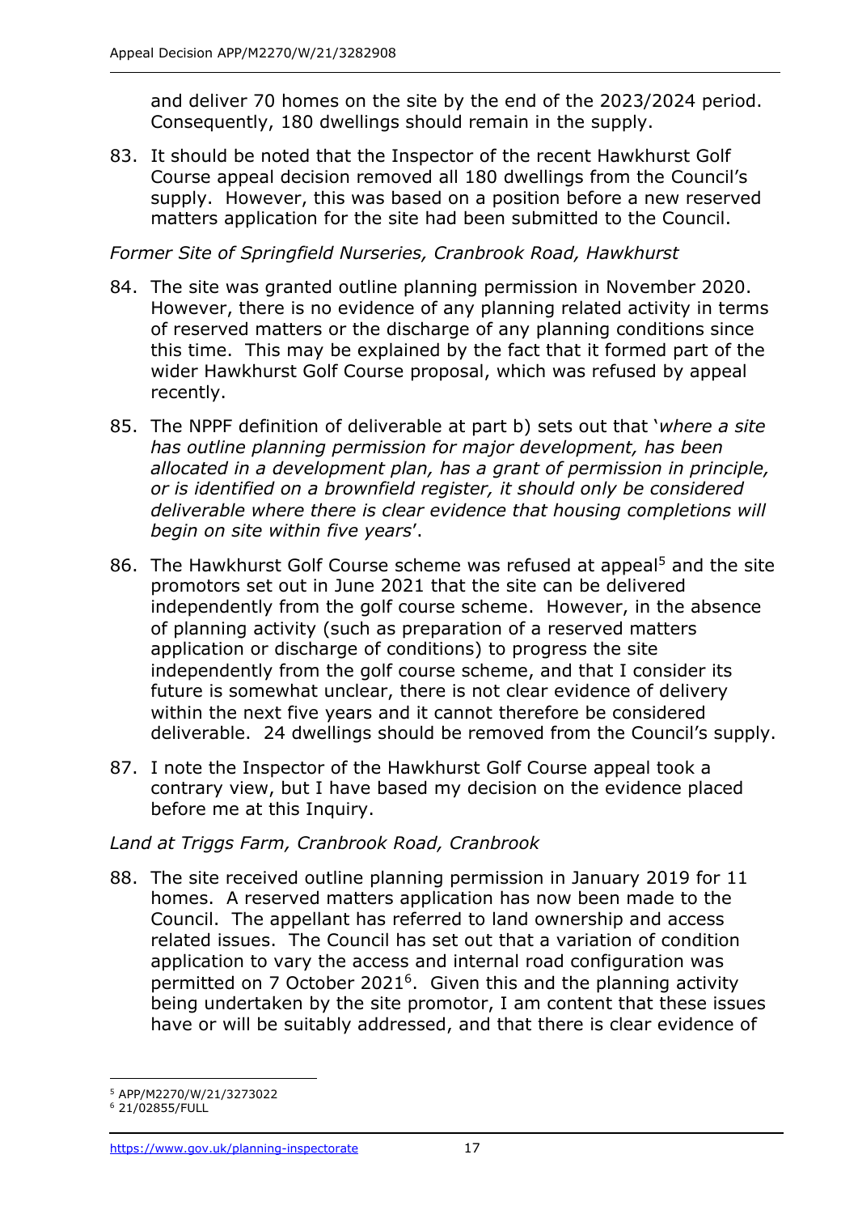and deliver 70 homes on the site by the end of the 2023/2024 period. Consequently, 180 dwellings should remain in the supply.

83. It should be noted that the Inspector of the recent Hawkhurst Golf Course appeal decision removed all 180 dwellings from the Council's supply. However, this was based on a position before a new reserved matters application for the site had been submitted to the Council.

*Former Site of Springfield Nurseries, Cranbrook Road, Hawkhurst*

84. The site was granted outline planning permission in November 2020. However, there is no evidence of any planning related activity in terms of reserved matters or the discharge of any planning conditions since this time. This may be explained by the fact that it formed part of the wider Hawkhurst Golf Course proposal, which was refused by appeal recently.

85. The NPPF definition of deliverable at part b) sets out that '*where a site has outline planning permission for major development, has been allocated in a development plan, has a grant of permission in principle, or is identified on a brownfield register, it should only be considered deliverable where there is clear evidence that housing completions will begin on site within five years*'.

86. The Hawkhurst Golf Course scheme was refused at appeal[5] and the site promotors set out in June 2021 that the site can be delivered independently from the golf course scheme. However, in the absence of planning activity (such as preparation of a reserved matters application or discharge of conditions) to progress the site independently from the golf course scheme, and that I consider its future is somewhat unclear, there is not clear evidence of delivery within the next five years and it cannot therefore be considered deliverable. 24 dwellings should be removed from the Council's supply.

87. I note the Inspector of the Hawkhurst Golf Course appeal took a contrary view, but I have based my decision on the evidence placed before me at this Inquiry.

*Land at Triggs Farm, Cranbrook Road, Cranbrook*

88. The site received outline planning permission in January 2019 for 11 homes. A reserved matters application has now been made to the Council. The appellant has referred to land ownership and access related issues. The Council has set out that a variation of condition application to vary the access and internal road configuration was permitted on 7 October 2021[6]. Given this and the planning activity being undertaken by the site promotor, I am content that these issues have or will be suitably addressed, and that there is clear evidence of

[5] APP/M2270/W/21/3273022

[6] 21/02855/FULL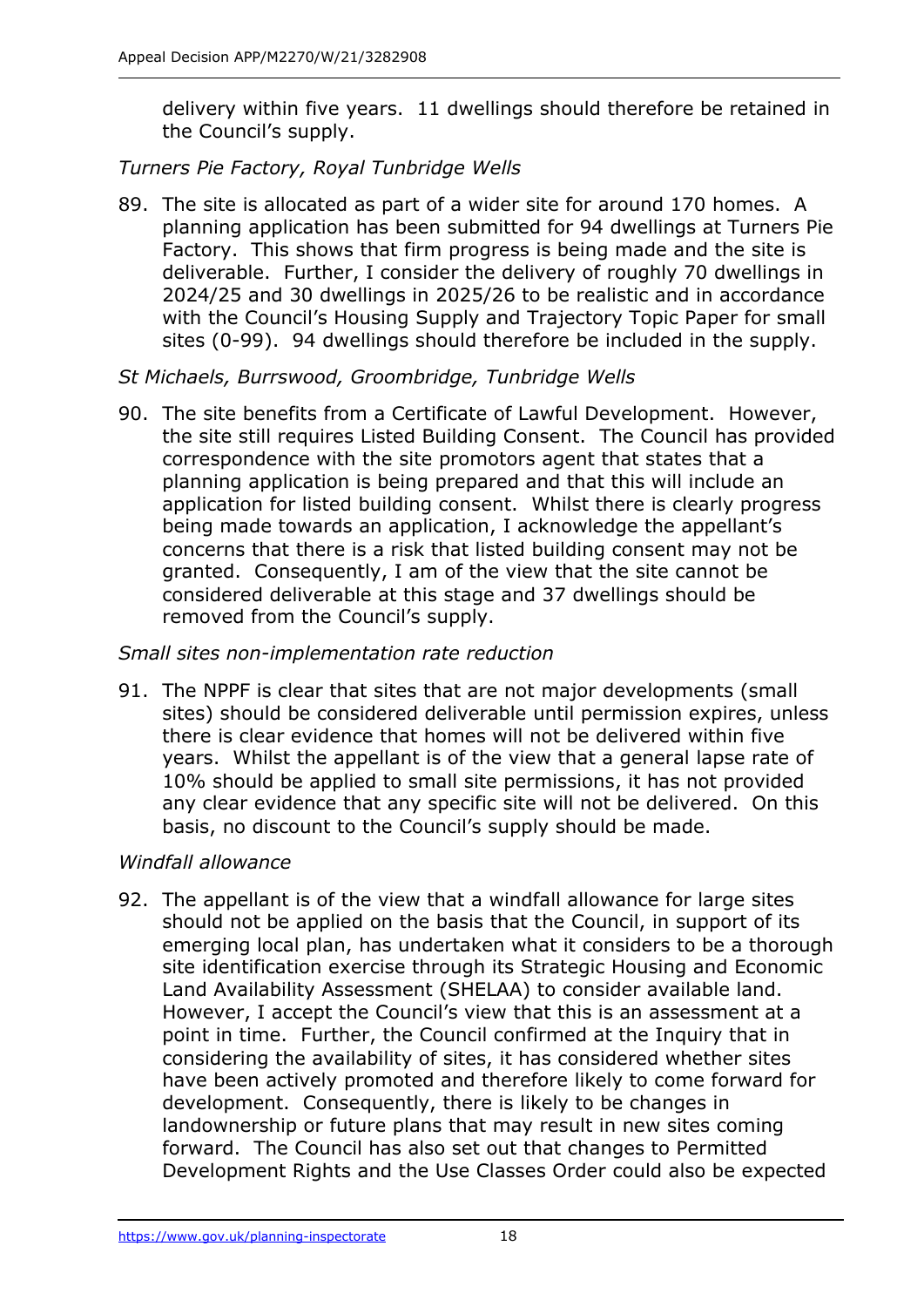delivery within five years. 11 dwellings should therefore be retained in the Council's supply.

*Turners Pie Factory, Royal Tunbridge Wells*

89. The site is allocated as part of a wider site for around 170 homes. A planning application has been submitted for 94 dwellings at Turners Pie Factory. This shows that firm progress is being made and the site is deliverable. Further, I consider the delivery of roughly 70 dwellings in 2024/25 and 30 dwellings in 2025/26 to be realistic and in accordance with the Council's Housing Supply and Trajectory Topic Paper for small sites (0-99). 94 dwellings should therefore be included in the supply.

*St Michaels, Burrswood, Groombridge, Tunbridge Wells*

90. The site benefits from a Certificate of Lawful Development. However, the site still requires Listed Building Consent. The Council has provided correspondence with the site promotors agent that states that a planning application is being prepared and that this will include an application for listed building consent. Whilst there is clearly progress being made towards an application, I acknowledge the appellant's concerns that there is a risk that listed building consent may not be granted. Consequently, I am of the view that the site cannot be considered deliverable at this stage and 37 dwellings should be removed from the Council's supply.

*Small sites non-implementation rate reduction*

91. The NPPF is clear that sites that are not major developments (small sites) should be considered deliverable until permission expires, unless there is clear evidence that homes will not be delivered within five years. Whilst the appellant is of the view that a general lapse rate of 10% should be applied to small site permissions, it has not provided any clear evidence that any specific site will not be delivered. On this basis, no discount to the Council's supply should be made.

*Windfall allowance*

92. The appellant is of the view that a windfall allowance for large sites should not be applied on the basis that the Council, in support of its emerging local plan, has undertaken what it considers to be a thorough site identification exercise through its Strategic Housing and Economic Land Availability Assessment (SHELAA) to consider available land. However, I accept the Council's view that this is an assessment at a point in time. Further, the Council confirmed at the Inquiry that in considering the availability of sites, it has considered whether sites have been actively promoted and therefore likely to come forward for development. Consequently, there is likely to be changes in landownership or future plans that may result in new sites coming forward. The Council has also set out that changes to Permitted Development Rights and the Use Classes Order could also be expected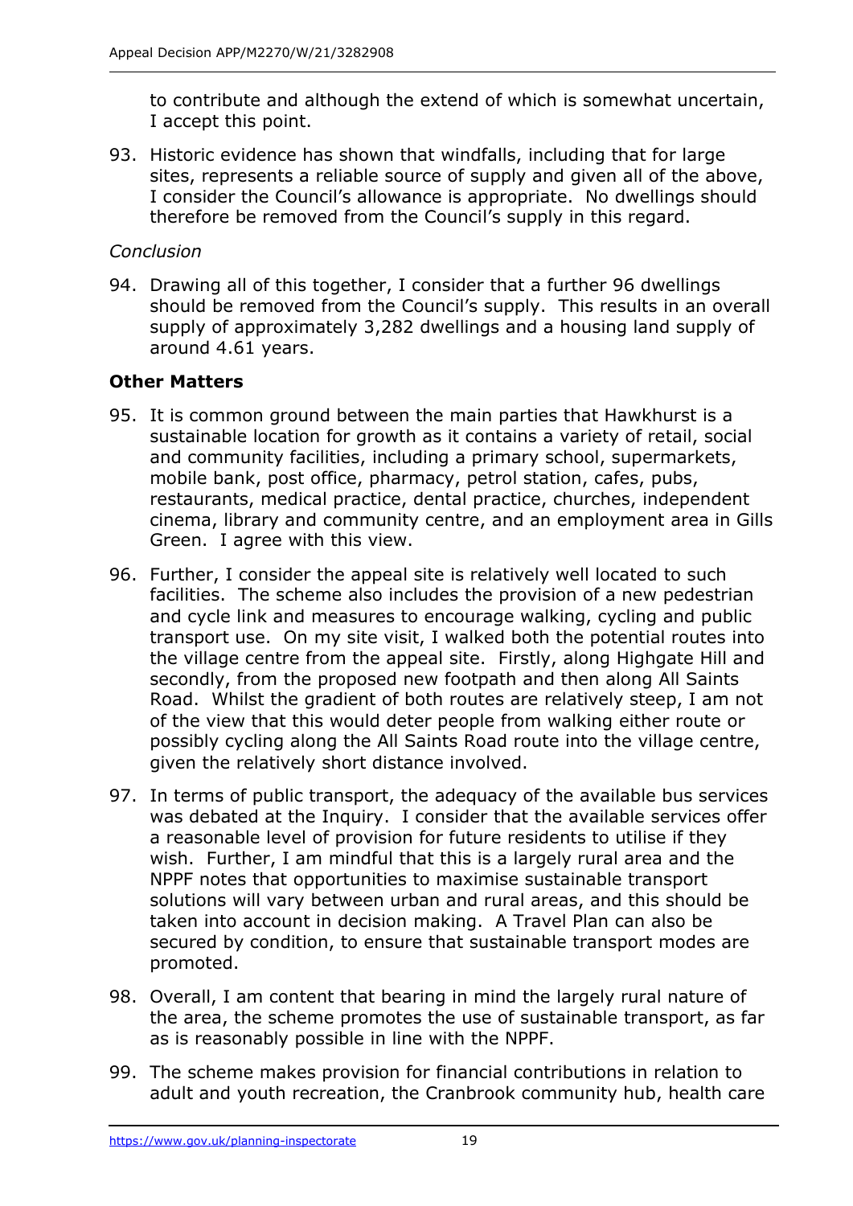to contribute and although the extend of which is somewhat uncertain, I accept this point.

93. Historic evidence has shown that windfalls, including that for large sites, represents a reliable source of supply and given all of the above, I consider the Council's allowance is appropriate. No dwellings should therefore be removed from the Council's supply in this regard.

*Conclusion*

94. Drawing all of this together, I consider that a further 96 dwellings should be removed from the Council's supply. This results in an overall supply of approximately 3,282 dwellings and a housing land supply of around 4.61 years.

**Other Matters**

95. It is common ground between the main parties that Hawkhurst is a sustainable location for growth as it contains a variety of retail, social and community facilities, including a primary school, supermarkets, mobile bank, post office, pharmacy, petrol station, cafes, pubs, restaurants, medical practice, dental practice, churches, independent cinema, library and community centre, and an employment area in Gills Green. I agree with this view.

96. Further, I consider the appeal site is relatively well located to such facilities. The scheme also includes the provision of a new pedestrian and cycle link and measures to encourage walking, cycling and public transport use. On my site visit, I walked both the potential routes into the village centre from the appeal site. Firstly, along Highgate Hill and secondly, from the proposed new footpath and then along All Saints Road. Whilst the gradient of both routes are relatively steep, I am not of the view that this would deter people from walking either route or possibly cycling along the All Saints Road route into the village centre, given the relatively short distance involved.

97. In terms of public transport, the adequacy of the available bus services was debated at the Inquiry. I consider that the available services offer a reasonable level of provision for future residents to utilise if they wish. Further, I am mindful that this is a largely rural area and the NPPF notes that opportunities to maximise sustainable transport solutions will vary between urban and rural areas, and this should be taken into account in decision making. A Travel Plan can also be secured by condition, to ensure that sustainable transport modes are promoted.

98. Overall, I am content that bearing in mind the largely rural nature of the area, the scheme promotes the use of sustainable transport, as far as is reasonably possible in line with the NPPF.

99. The scheme makes provision for financial contributions in relation to adult and youth recreation, the Cranbrook community hub, health care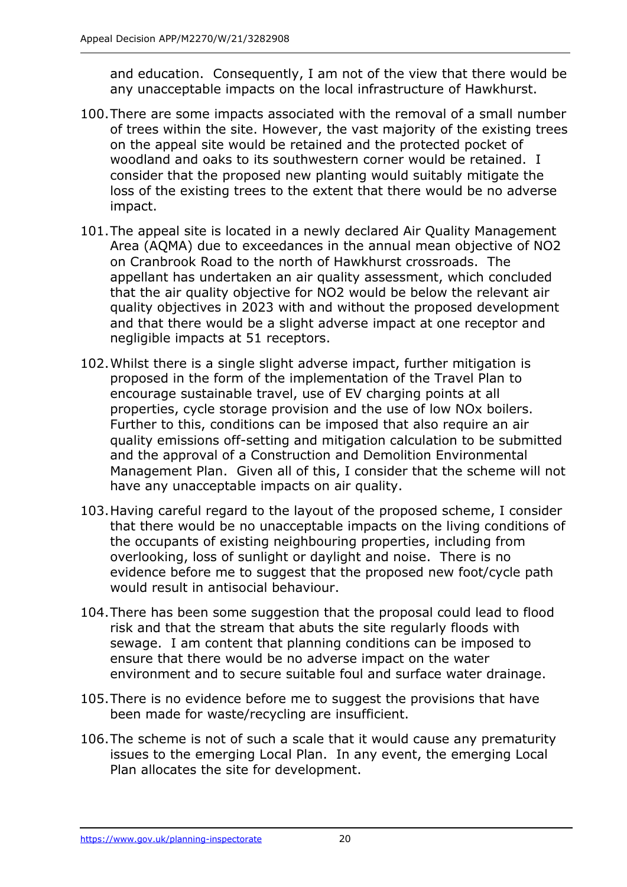and education. Consequently, I am not of the view that there would be any unacceptable impacts on the local infrastructure of Hawkhurst.

100. There are some impacts associated with the removal of a small number of trees within the site. However, the vast majority of the existing trees on the appeal site would be retained and the protected pocket of woodland and oaks to its southwestern corner would be retained. I consider that the proposed new planting would suitably mitigate the loss of the existing trees to the extent that there would be no adverse impact.

101. The appeal site is located in a newly declared Air Quality Management Area (AQMA) due to exceedances in the annual mean objective of $NO_2$ on Cranbrook Road to the north of Hawkhurst crossroads. The appellant has undertaken an air quality assessment, which concluded that the air quality objective for $NO_2$ would be below the relevant air quality objectives in 2023 with and without the proposed development and that there would be a slight adverse impact at one receptor and negligible impacts at 51 receptors.

102. Whilst there is a single slight adverse impact, further mitigation is proposed in the form of the implementation of the Travel Plan to encourage sustainable travel, use of EV charging points at all properties, cycle storage provision and the use of low $NO_x$ boilers. Further to this, conditions can be imposed that also require an air quality emissions off-setting and mitigation calculation to be submitted and the approval of a Construction and Demolition Environmental Management Plan. Given all of this, I consider that the scheme will not have any unacceptable impacts on air quality.

103. Having careful regard to the layout of the proposed scheme, I consider that there would be no unacceptable impacts on the living conditions of the occupants of existing neighbouring properties, including from overlooking, loss of sunlight or daylight and noise. There is no evidence before me to suggest that the proposed new foot/cycle path would result in antisocial behaviour.

104. There has been some suggestion that the proposal could lead to flood risk and that the stream that abuts the site regularly floods with sewage. I am content that planning conditions can be imposed to ensure that there would be no adverse impact on the water environment and to secure suitable foul and surface water drainage.

105. There is no evidence before me to suggest the provisions that have been made for waste/recycling are insufficient.

106. The scheme is not of such a scale that it would cause any prematurity issues to the emerging Local Plan. In any event, the emerging Local Plan allocates the site for development.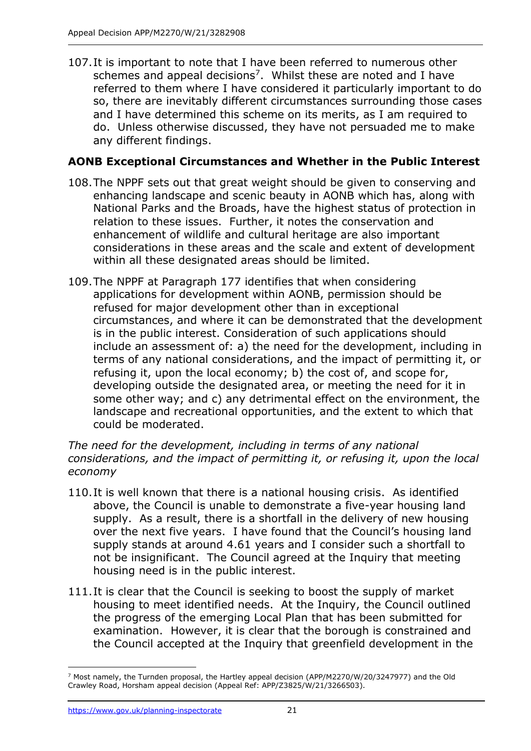107. It is important to note that I have been referred to numerous other schemes and appeal decisions[7]. Whilst these are noted and I have referred to them where I have considered it particularly important to do so, there are inevitably different circumstances surrounding those cases and I have determined this scheme on its merits, as I am required to do. Unless otherwise discussed, they have not persuaded me to make any different findings.

## AONB Exceptional Circumstances and Whether in the Public Interest

108. The NPPF sets out that great weight should be given to conserving and enhancing landscape and scenic beauty in AONB which has, along with National Parks and the Broads, have the highest status of protection in relation to these issues. Further, it notes the conservation and enhancement of wildlife and cultural heritage are also important considerations in these areas and the scale and extent of development within all these designated areas should be limited.

109. The NPPF at Paragraph 177 identifies that when considering applications for development within AONB, permission should be refused for major development other than in exceptional circumstances, and where it can be demonstrated that the development is in the public interest. Consideration of such applications should include an assessment of: a) the need for the development, including in terms of any national considerations, and the impact of permitting it, or refusing it, upon the local economy; b) the cost of, and scope for, developing outside the designated area, or meeting the need for it in some other way; and c) any detrimental effect on the environment, the landscape and recreational opportunities, and the extent to which that could be moderated.

*The need for the development, including in terms of any national considerations, and the impact of permitting it, or refusing it, upon the local economy*

110. It is well known that there is a national housing crisis. As identified above, the Council is unable to demonstrate a five-year housing land supply. As a result, there is a shortfall in the delivery of new housing over the next five years. I have found that the Council's housing land supply stands at around 4.61 years and I consider such a shortfall to not be insignificant. The Council agreed at the Inquiry that meeting housing need is in the public interest.

111. It is clear that the Council is seeking to boost the supply of market housing to meet identified needs. At the Inquiry, the Council outlined the progress of the emerging Local Plan that has been submitted for examination. However, it is clear that the borough is constrained and the Council accepted at the Inquiry that greenfield development in the

[7] Most namely, the Turnden proposal, the Hartley appeal decision (APP/M2270/W/20/3247977) and the Old Crawley Road, Horsham appeal decision (Appeal Ref: APP/Z3825/W/21/3266503).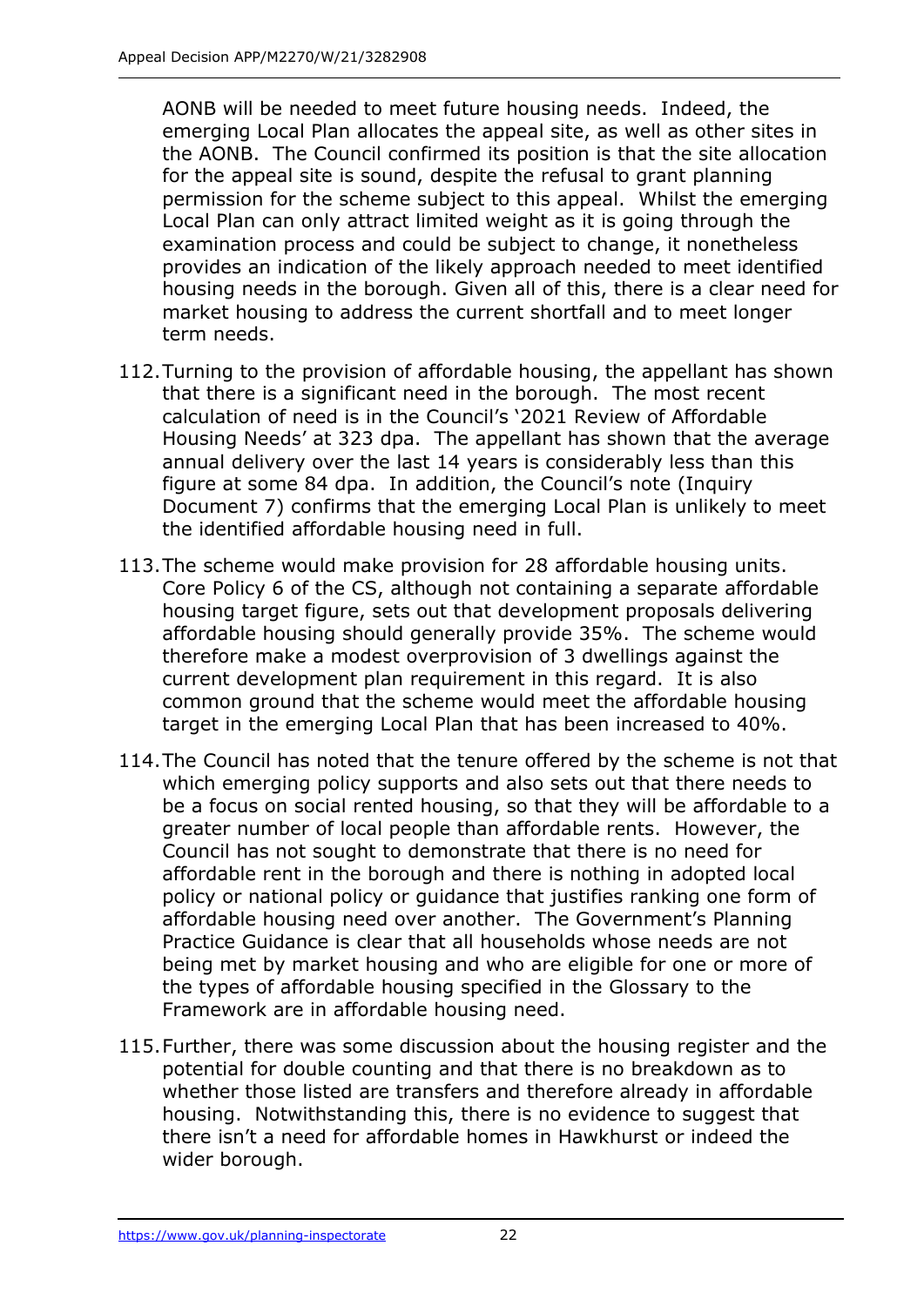AONB will be needed to meet future housing needs. Indeed, the emerging Local Plan allocates the appeal site, as well as other sites in the AONB. The Council confirmed its position is that the site allocation for the appeal site is sound, despite the refusal to grant planning permission for the scheme subject to this appeal. Whilst the emerging Local Plan can only attract limited weight as it is going through the examination process and could be subject to change, it nonetheless provides an indication of the likely approach needed to meet identified housing needs in the borough. Given all of this, there is a clear need for market housing to address the current shortfall and to meet longer term needs.

112. Turning to the provision of affordable housing, the appellant has shown that there is a significant need in the borough. The most recent calculation of need is in the Council's '2021 Review of Affordable Housing Needs' at 323 dpa. The appellant has shown that the average annual delivery over the last 14 years is considerably less than this figure at some 84 dpa. In addition, the Council's note (Inquiry Document 7) confirms that the emerging Local Plan is unlikely to meet the identified affordable housing need in full.

113. The scheme would make provision for 28 affordable housing units. Core Policy 6 of the CS, although not containing a separate affordable housing target figure, sets out that development proposals delivering affordable housing should generally provide 35%. The scheme would therefore make a modest overprovision of 3 dwellings against the current development plan requirement in this regard. It is also common ground that the scheme would meet the affordable housing target in the emerging Local Plan that has been increased to 40%.

114. The Council has noted that the tenure offered by the scheme is not that which emerging policy supports and also sets out that there needs to be a focus on social rented housing, so that they will be affordable to a greater number of local people than affordable rents. However, the Council has not sought to demonstrate that there is no need for affordable rent in the borough and there is nothing in adopted local policy or national policy or guidance that justifies ranking one form of affordable housing need over another. The Government's Planning Practice Guidance is clear that all households whose needs are not being met by market housing and who are eligible for one or more of the types of affordable housing specified in the Glossary to the Framework are in affordable housing need.

115. Further, there was some discussion about the housing register and the potential for double counting and that there is no breakdown as to whether those listed are transfers and therefore already in affordable housing. Notwithstanding this, there is no evidence to suggest that there isn't a need for affordable homes in Hawkhurst or indeed the wider borough.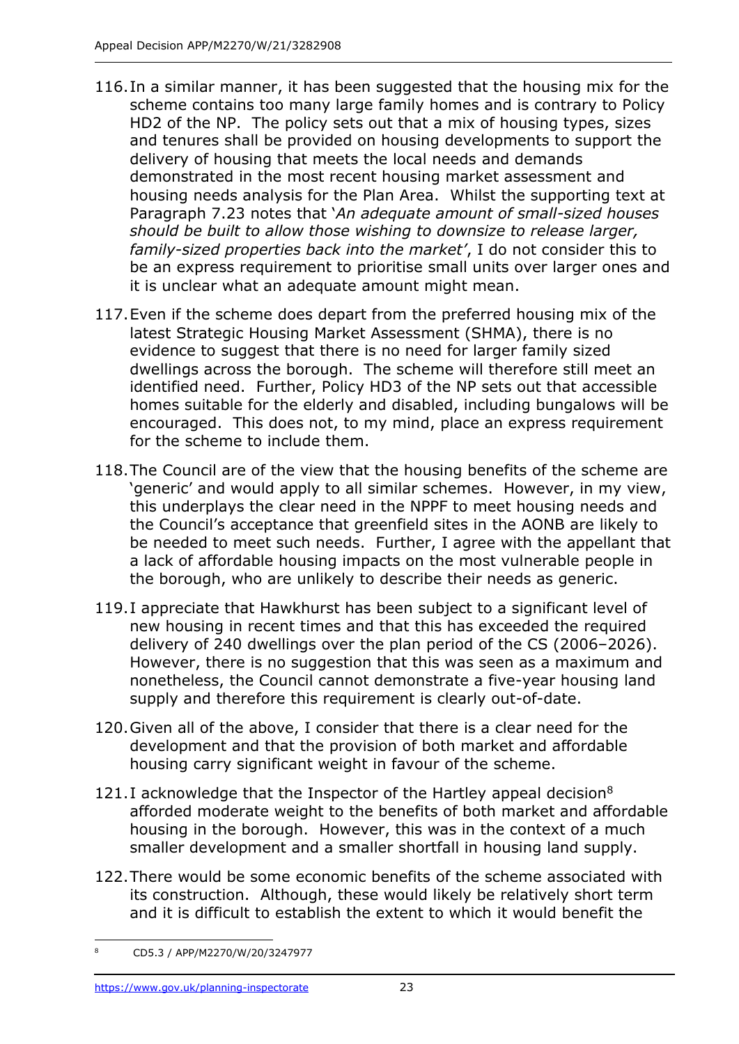116. In a similar manner, it has been suggested that the housing mix for the scheme contains too many large family homes and is contrary to Policy HD2 of the NP. The policy sets out that a mix of housing types, sizes and tenures shall be provided on housing developments to support the delivery of housing that meets the local needs and demands demonstrated in the most recent housing market assessment and housing needs analysis for the Plan Area. Whilst the supporting text at Paragraph 7.23 notes that '*An adequate amount of small-sized houses should be built to allow those wishing to downsize to release larger, family-sized properties back into the market'*, I do not consider this to be an express requirement to prioritise small units over larger ones and it is unclear what an adequate amount might mean.

117. Even if the scheme does depart from the preferred housing mix of the latest Strategic Housing Market Assessment (SHMA), there is no evidence to suggest that there is no need for larger family sized dwellings across the borough. The scheme will therefore still meet an identified need. Further, Policy HD3 of the NP sets out that accessible homes suitable for the elderly and disabled, including bungalows will be encouraged. This does not, to my mind, place an express requirement for the scheme to include them.

118. The Council are of the view that the housing benefits of the scheme are 'generic' and would apply to all similar schemes. However, in my view, this underplays the clear need in the NPPF to meet housing needs and the Council's acceptance that greenfield sites in the AONB are likely to be needed to meet such needs. Further, I agree with the appellant that a lack of affordable housing impacts on the most vulnerable people in the borough, who are unlikely to describe their needs as generic.

119. I appreciate that Hawkhurst has been subject to a significant level of new housing in recent times and that this has exceeded the required delivery of 240 dwellings over the plan period of the CS (2006–2026). However, there is no suggestion that this was seen as a maximum and nonetheless, the Council cannot demonstrate a five-year housing land supply and therefore this requirement is clearly out-of-date.

120. Given all of the above, I consider that there is a clear need for the development and that the provision of both market and affordable housing carry significant weight in favour of the scheme.

121. I acknowledge that the Inspector of the Hartley appeal decision[8] afforded moderate weight to the benefits of both market and affordable housing in the borough. However, this was in the context of a much smaller development and a smaller shortfall in housing land supply.

122. There would be some economic benefits of the scheme associated with its construction. Although, these would likely be relatively short term and it is difficult to establish the extent to which it would benefit the

[8] CD5.3 / APP/M2270/W/20/3247977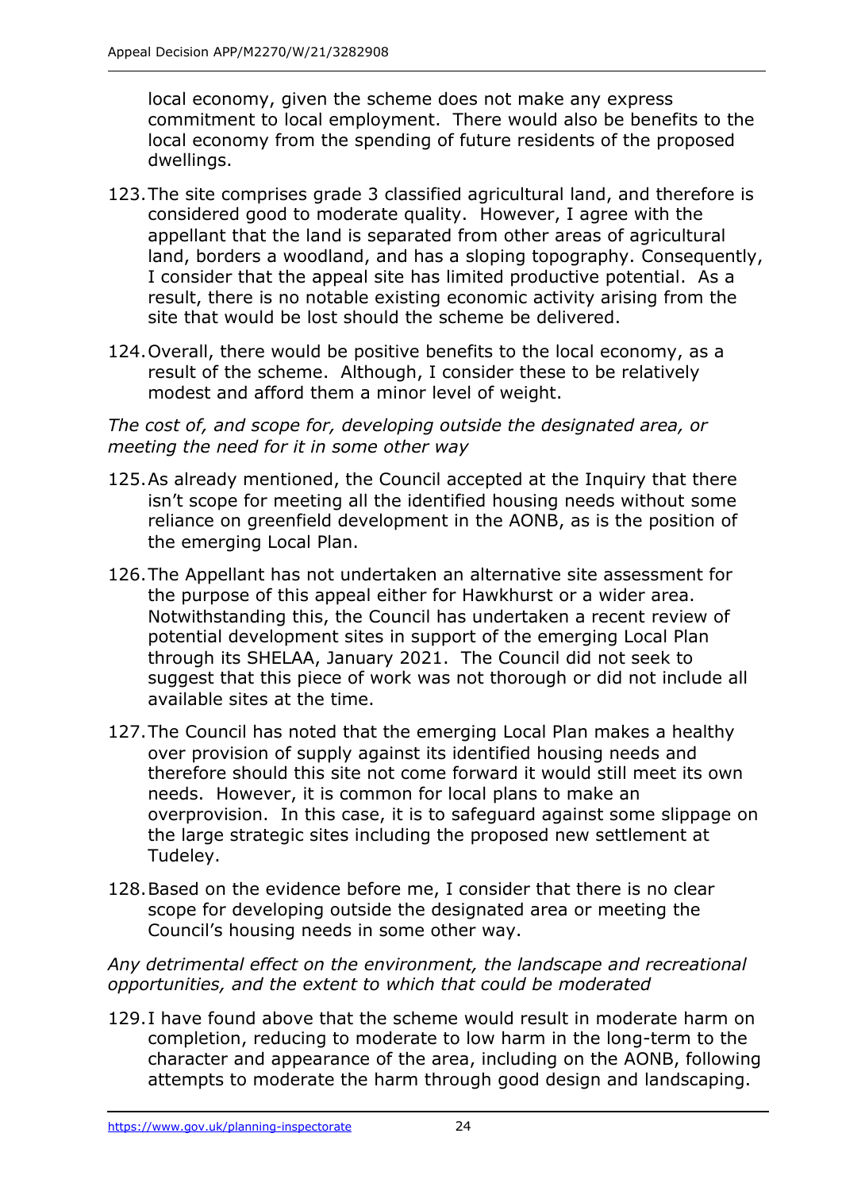local economy, given the scheme does not make any express commitment to local employment. There would also be benefits to the local economy from the spending of future residents of the proposed dwellings.

123. The site comprises grade 3 classified agricultural land, and therefore is considered good to moderate quality. However, I agree with the appellant that the land is separated from other areas of agricultural land, borders a woodland, and has a sloping topography. Consequently, I consider that the appeal site has limited productive potential. As a result, there is no notable existing economic activity arising from the site that would be lost should the scheme be delivered.

124. Overall, there would be positive benefits to the local economy, as a result of the scheme. Although, I consider these to be relatively modest and afford them a minor level of weight.

*The cost of, and scope for, developing outside the designated area, or meeting the need for it in some other way*

125. As already mentioned, the Council accepted at the Inquiry that there isn't scope for meeting all the identified housing needs without some reliance on greenfield development in the AONB, as is the position of the emerging Local Plan.

126. The Appellant has not undertaken an alternative site assessment for the purpose of this appeal either for Hawkhurst or a wider area. Notwithstanding this, the Council has undertaken a recent review of potential development sites in support of the emerging Local Plan through its SHELAA, January 2021. The Council did not seek to suggest that this piece of work was not thorough or did not include all available sites at the time.

127. The Council has noted that the emerging Local Plan makes a healthy over provision of supply against its identified housing needs and therefore should this site not come forward it would still meet its own needs. However, it is common for local plans to make an overprovision. In this case, it is to safeguard against some slippage on the large strategic sites including the proposed new settlement at Tudeley.

128. Based on the evidence before me, I consider that there is no clear scope for developing outside the designated area or meeting the Council's housing needs in some other way.

*Any detrimental effect on the environment, the landscape and recreational opportunities, and the extent to which that could be moderated*

129. I have found above that the scheme would result in moderate harm on completion, reducing to moderate to low harm in the long-term to the character and appearance of the area, including on the AONB, following attempts to moderate the harm through good design and landscaping.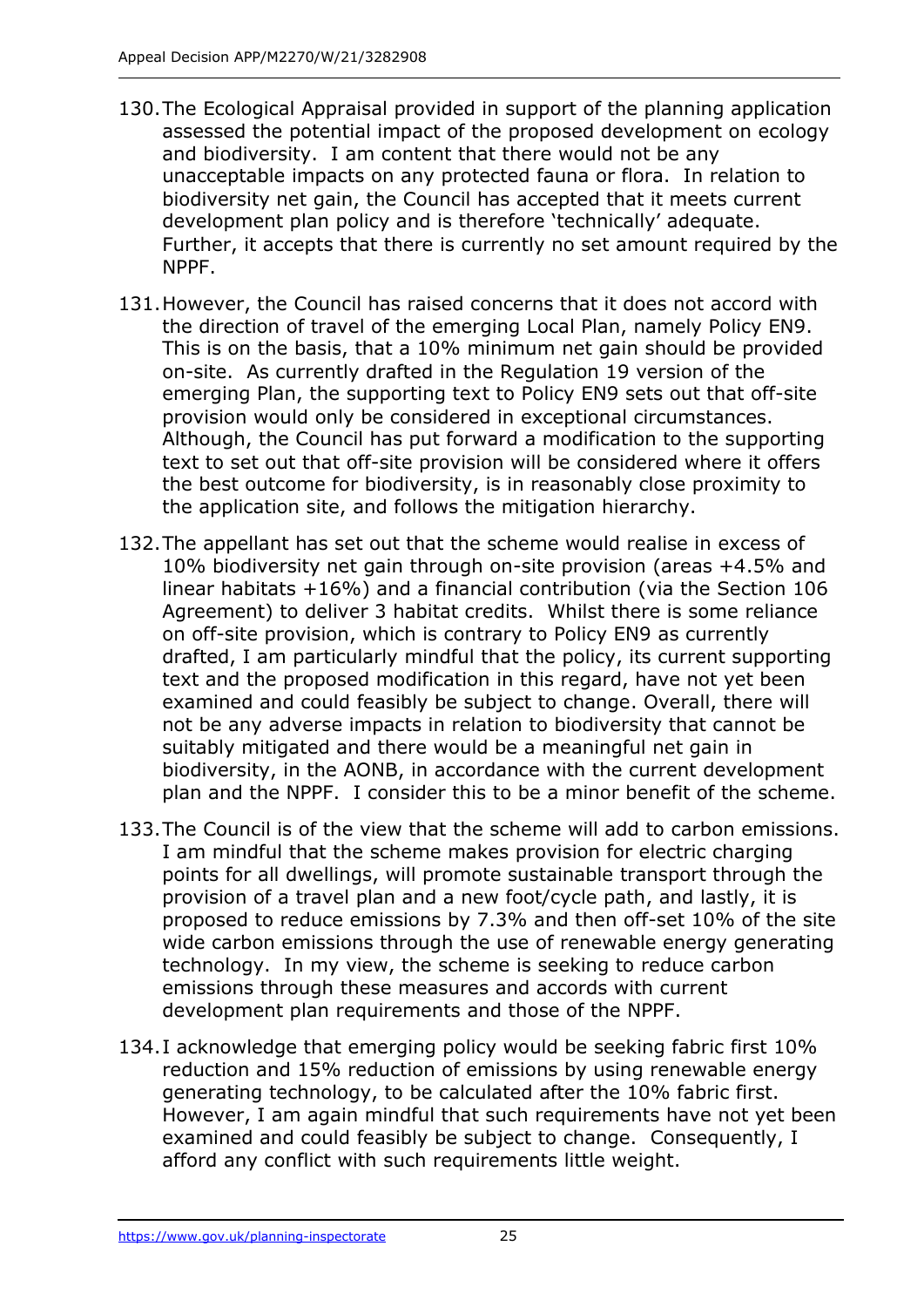130. The Ecological Appraisal provided in support of the planning application assessed the potential impact of the proposed development on ecology and biodiversity. I am content that there would not be any unacceptable impacts on any protected fauna or flora. In relation to biodiversity net gain, the Council has accepted that it meets current development plan policy and is therefore 'technically' adequate. Further, it accepts that there is currently no set amount required by the NPPF.

131. However, the Council has raised concerns that it does not accord with the direction of travel of the emerging Local Plan, namely Policy EN9. This is on the basis, that a 10% minimum net gain should be provided on-site. As currently drafted in the Regulation 19 version of the emerging Plan, the supporting text to Policy EN9 sets out that off-site provision would only be considered in exceptional circumstances. Although, the Council has put forward a modification to the supporting text to set out that off-site provision will be considered where it offers the best outcome for biodiversity, is in reasonably close proximity to the application site, and follows the mitigation hierarchy.

132. The appellant has set out that the scheme would realise in excess of 10% biodiversity net gain through on-site provision (areas +4.5% and linear habitats +16%) and a financial contribution (via the Section 106 Agreement) to deliver 3 habitat credits. Whilst there is some reliance on off-site provision, which is contrary to Policy EN9 as currently drafted, I am particularly mindful that the policy, its current supporting text and the proposed modification in this regard, have not yet been examined and could feasibly be subject to change. Overall, there will not be any adverse impacts in relation to biodiversity that cannot be suitably mitigated and there would be a meaningful net gain in biodiversity, in the AONB, in accordance with the current development plan and the NPPF. I consider this to be a minor benefit of the scheme.

133. The Council is of the view that the scheme will add to carbon emissions. I am mindful that the scheme makes provision for electric charging points for all dwellings, will promote sustainable transport through the provision of a travel plan and a new foot/cycle path, and lastly, it is proposed to reduce emissions by 7.3% and then off-set 10% of the site wide carbon emissions through the use of renewable energy generating technology. In my view, the scheme is seeking to reduce carbon emissions through these measures and accords with current development plan requirements and those of the NPPF.

134. I acknowledge that emerging policy would be seeking fabric first 10% reduction and 15% reduction of emissions by using renewable energy generating technology, to be calculated after the 10% fabric first. However, I am again mindful that such requirements have not yet been examined and could feasibly be subject to change. Consequently, I afford any conflict with such requirements little weight.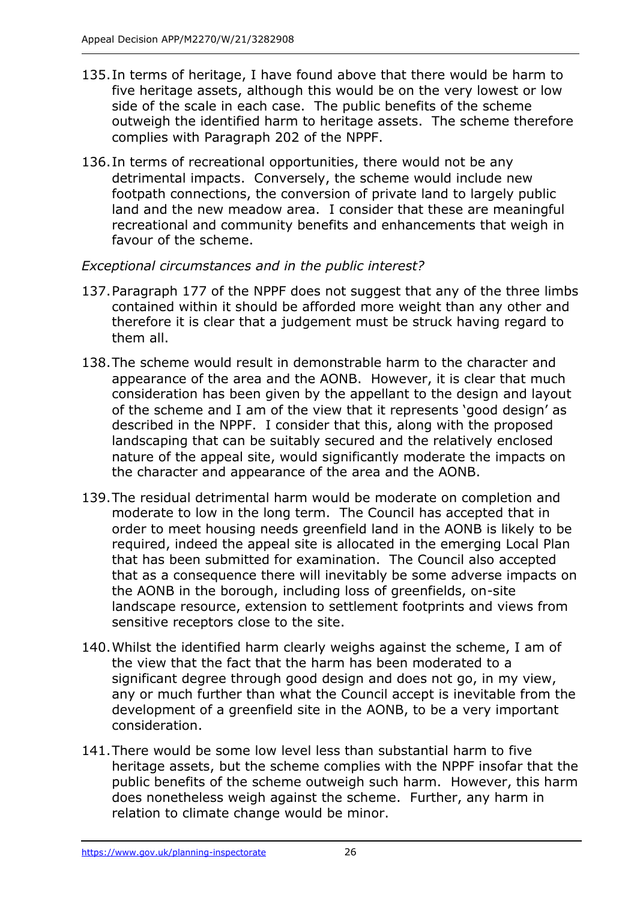135. In terms of heritage, I have found above that there would be harm to five heritage assets, although this would be on the very lowest or low side of the scale in each case. The public benefits of the scheme outweigh the identified harm to heritage assets. The scheme therefore complies with Paragraph 202 of the NPPF.

136. In terms of recreational opportunities, there would not be any detrimental impacts. Conversely, the scheme would include new footpath connections, the conversion of private land to largely public land and the new meadow area. I consider that these are meaningful recreational and community benefits and enhancements that weigh in favour of the scheme.

*Exceptional circumstances and in the public interest?*

137. Paragraph 177 of the NPPF does not suggest that any of the three limbs contained within it should be afforded more weight than any other and therefore it is clear that a judgement must be struck having regard to them all.

138. The scheme would result in demonstrable harm to the character and appearance of the area and the AONB. However, it is clear that much consideration has been given by the appellant to the design and layout of the scheme and I am of the view that it represents 'good design' as described in the NPPF. I consider that this, along with the proposed landscaping that can be suitably secured and the relatively enclosed nature of the appeal site, would significantly moderate the impacts on the character and appearance of the area and the AONB.

139. The residual detrimental harm would be moderate on completion and moderate to low in the long term. The Council has accepted that in order to meet housing needs greenfield land in the AONB is likely to be required, indeed the appeal site is allocated in the emerging Local Plan that has been submitted for examination. The Council also accepted that as a consequence there will inevitably be some adverse impacts on the AONB in the borough, including loss of greenfields, on-site landscape resource, extension to settlement footprints and views from sensitive receptors close to the site.

140. Whilst the identified harm clearly weighs against the scheme, I am of the view that the fact that the harm has been moderated to a significant degree through good design and does not go, in my view, any or much further than what the Council accept is inevitable from the development of a greenfield site in the AONB, to be a very important consideration.

141. There would be some low level less than substantial harm to five heritage assets, but the scheme complies with the NPPF insofar that the public benefits of the scheme outweigh such harm. However, this harm does nonetheless weigh against the scheme. Further, any harm in relation to climate change would be minor.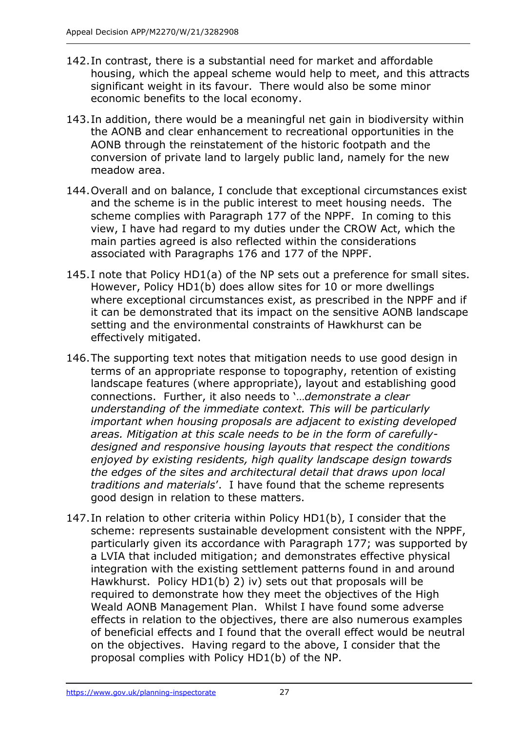142. In contrast, there is a substantial need for market and affordable housing, which the appeal scheme would help to meet, and this attracts significant weight in its favour. There would also be some minor economic benefits to the local economy.

143. In addition, there would be a meaningful net gain in biodiversity within the AONB and clear enhancement to recreational opportunities in the AONB through the reinstatement of the historic footpath and the conversion of private land to largely public land, namely for the new meadow area.

144. Overall and on balance, I conclude that exceptional circumstances exist and the scheme is in the public interest to meet housing needs. The scheme complies with Paragraph 177 of the NPPF. In coming to this view, I have had regard to my duties under the CROW Act, which the main parties agreed is also reflected within the considerations associated with Paragraphs 176 and 177 of the NPPF.

145. I note that Policy HD1(a) of the NP sets out a preference for small sites. However, Policy HD1(b) does allow sites for 10 or more dwellings where exceptional circumstances exist, as prescribed in the NPPF and if it can be demonstrated that its impact on the sensitive AONB landscape setting and the environmental constraints of Hawkhurst can be effectively mitigated.

146. The supporting text notes that mitigation needs to use good design in terms of an appropriate response to topography, retention of existing landscape features (where appropriate), layout and establishing good connections. Further, it also needs to '…*demonstrate a clear understanding of the immediate context. This will be particularly important when housing proposals are adjacent to existing developed areas. Mitigation at this scale needs to be in the form of carefully-designed and responsive housing layouts that respect the conditions enjoyed by existing residents, high quality landscape design towards the edges of the sites and architectural detail that draws upon local traditions and materials*'. I have found that the scheme represents good design in relation to these matters.

147. In relation to other criteria within Policy HD1(b), I consider that the scheme: represents sustainable development consistent with the NPPF, particularly given its accordance with Paragraph 177; was supported by a LVIA that included mitigation; and demonstrates effective physical integration with the existing settlement patterns found in and around Hawkhurst. Policy HD1(b) 2) iv) sets out that proposals will be required to demonstrate how they meet the objectives of the High Weald AONB Management Plan. Whilst I have found some adverse effects in relation to the objectives, there are also numerous examples of beneficial effects and I found that the overall effect would be neutral on the objectives. Having regard to the above, I consider that the proposal complies with Policy HD1(b) of the NP.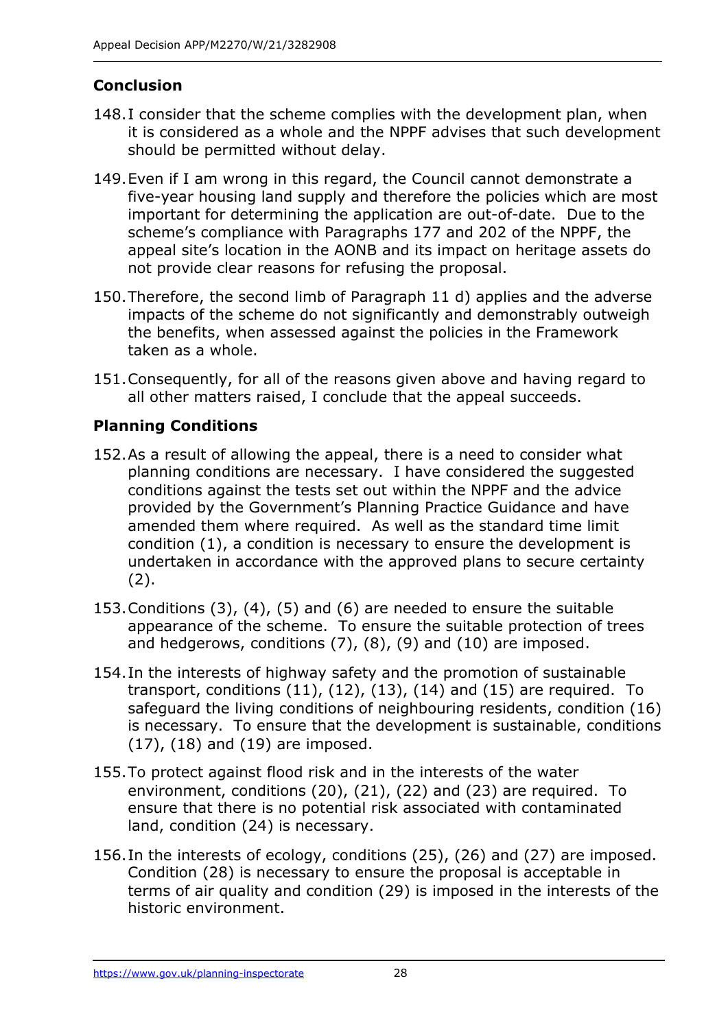## Conclusion

148. I consider that the scheme complies with the development plan, when it is considered as a whole and the NPPF advises that such development should be permitted without delay.

149. Even if I am wrong in this regard, the Council cannot demonstrate a five-year housing land supply and therefore the policies which are most important for determining the application are out-of-date. Due to the scheme's compliance with Paragraphs 177 and 202 of the NPPF, the appeal site's location in the AONB and its impact on heritage assets do not provide clear reasons for refusing the proposal.

150. Therefore, the second limb of Paragraph 11 d) applies and the adverse impacts of the scheme do not significantly and demonstrably outweigh the benefits, when assessed against the policies in the Framework taken as a whole.

151. Consequently, for all of the reasons given above and having regard to all other matters raised, I conclude that the appeal succeeds.

## Planning Conditions

152. As a result of allowing the appeal, there is a need to consider what planning conditions are necessary. I have considered the suggested conditions against the tests set out within the NPPF and the advice provided by the Government's Planning Practice Guidance and have amended them where required. As well as the standard time limit condition (1), a condition is necessary to ensure the development is undertaken in accordance with the approved plans to secure certainty (2).

153. Conditions (3), (4), (5) and (6) are needed to ensure the suitable appearance of the scheme. To ensure the suitable protection of trees and hedgerows, conditions (7), (8), (9) and (10) are imposed.

154. In the interests of highway safety and the promotion of sustainable transport, conditions (11), (12), (13), (14) and (15) are required. To safeguard the living conditions of neighbouring residents, condition (16) is necessary. To ensure that the development is sustainable, conditions (17), (18) and (19) are imposed.

155. To protect against flood risk and in the interests of the water environment, conditions (20), (21), (22) and (23) are required. To ensure that there is no potential risk associated with contaminated land, condition (24) is necessary.

156. In the interests of ecology, conditions (25), (26) and (27) are imposed. Condition (28) is necessary to ensure the proposal is acceptable in terms of air quality and condition (29) is imposed in the interests of the historic environment.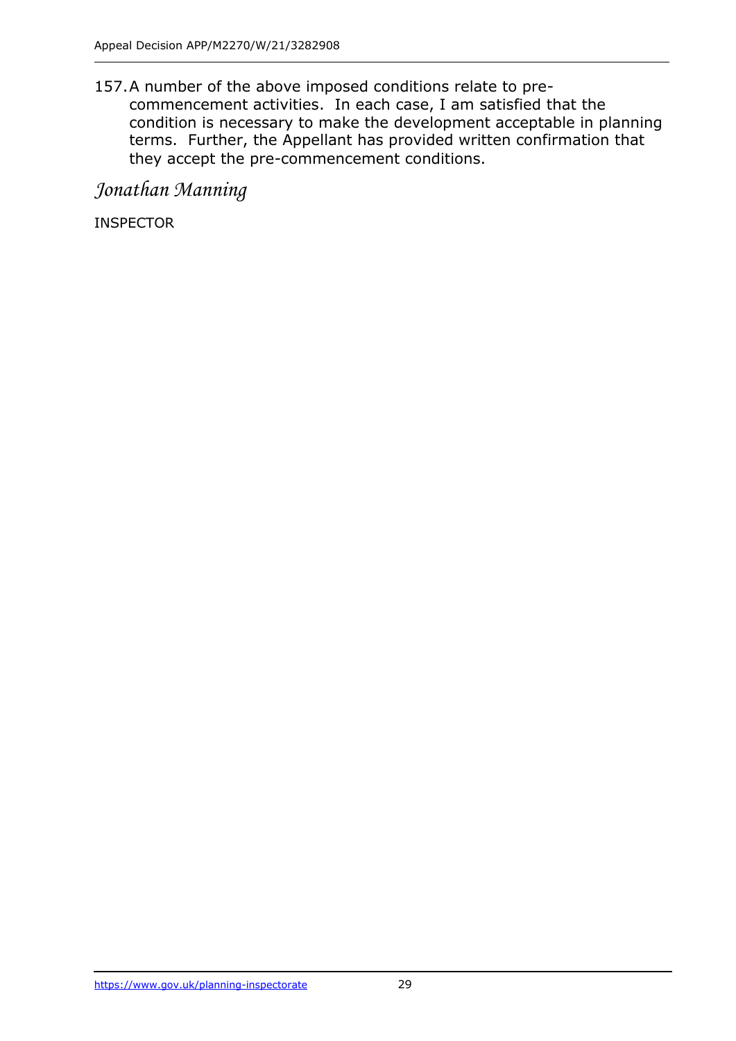157. A number of the above imposed conditions relate to pre-commencement activities. In each case, I am satisfied that the condition is necessary to make the development acceptable in planning terms. Further, the Appellant has provided written confirmation that they accept the pre-commencement conditions.

*Jonathan Manning*

INSPECTOR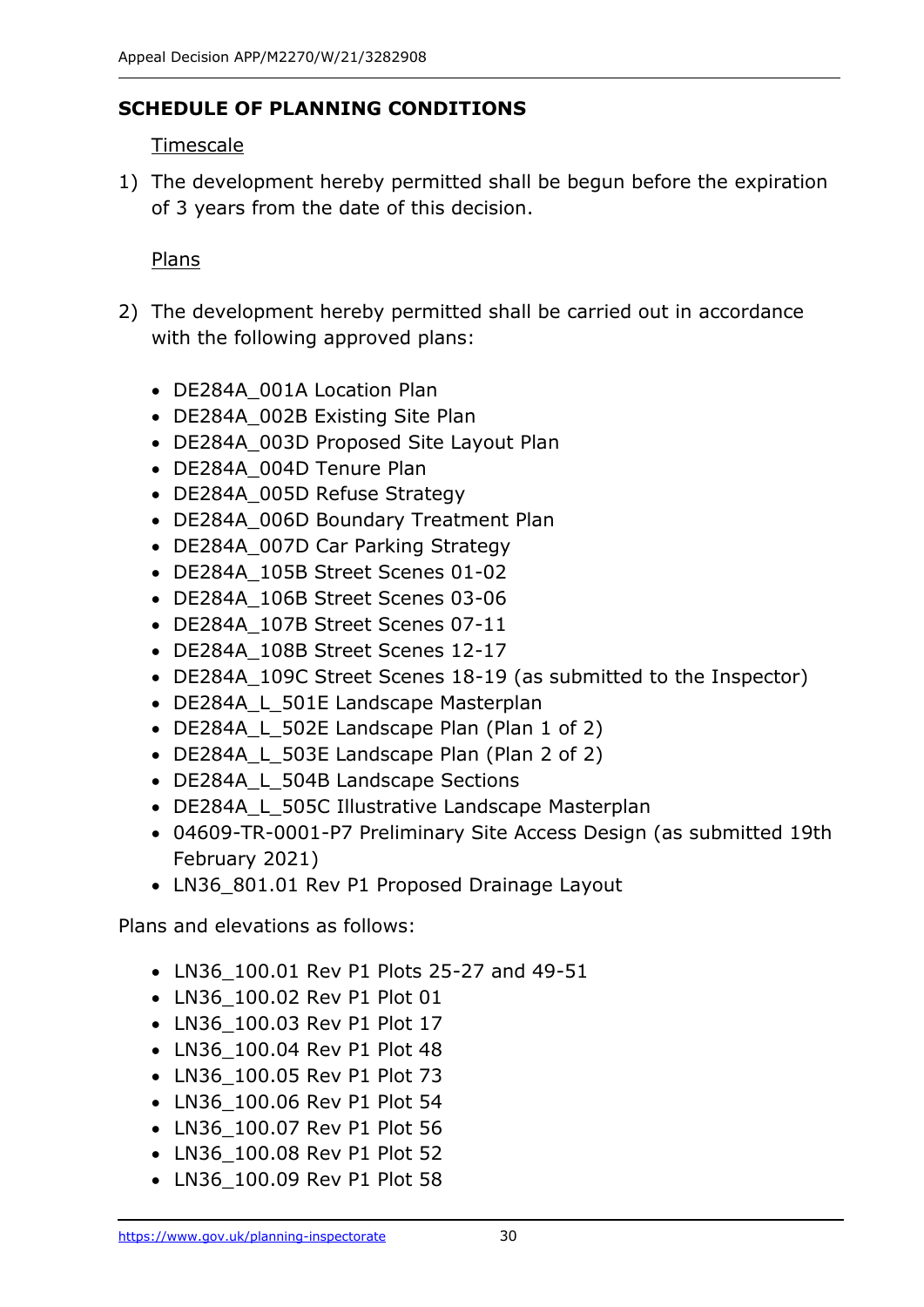## SCHEDULE OF PLANNING CONDITIONS

Timescale

1) The development hereby permitted shall be begun before the expiration of 3 years from the date of this decision.

Plans

2) The development hereby permitted shall be carried out in accordance with the following approved plans:

- DE284A_001A Location Plan
- DE284A_002B Existing Site Plan
- DE284A_003D Proposed Site Layout Plan
- DE284A_004D Tenure Plan
- DE284A_005D Refuse Strategy
- DE284A_006D Boundary Treatment Plan
- DE284A_007D Car Parking Strategy
- DE284A_105B Street Scenes 01-02
- DE284A_106B Street Scenes 03-06
- DE284A_107B Street Scenes 07-11
- DE284A_108B Street Scenes 12-17
- DE284A_109C Street Scenes 18-19 (as submitted to the Inspector)
- DE284A_L_501E Landscape Masterplan
- DE284A_L_502E Landscape Plan (Plan 1 of 2)
- DE284A_L_503E Landscape Plan (Plan 2 of 2)
- DE284A_L_504B Landscape Sections
- DE284A_L_505C Illustrative Landscape Masterplan
- 04609-TR-0001-P7 Preliminary Site Access Design (as submitted 19th February 2021)
- LN36_801.01 Rev P1 Proposed Drainage Layout

Plans and elevations as follows:

- LN36_100.01 Rev P1 Plots 25-27 and 49-51
- LN36_100.02 Rev P1 Plot 01
- LN36_100.03 Rev P1 Plot 17
- LN36_100.04 Rev P1 Plot 48
- LN36_100.05 Rev P1 Plot 73
- LN36_100.06 Rev P1 Plot 54
- LN36_100.07 Rev P1 Plot 56
- LN36_100.08 Rev P1 Plot 52
- LN36_100.09 Rev P1 Plot 58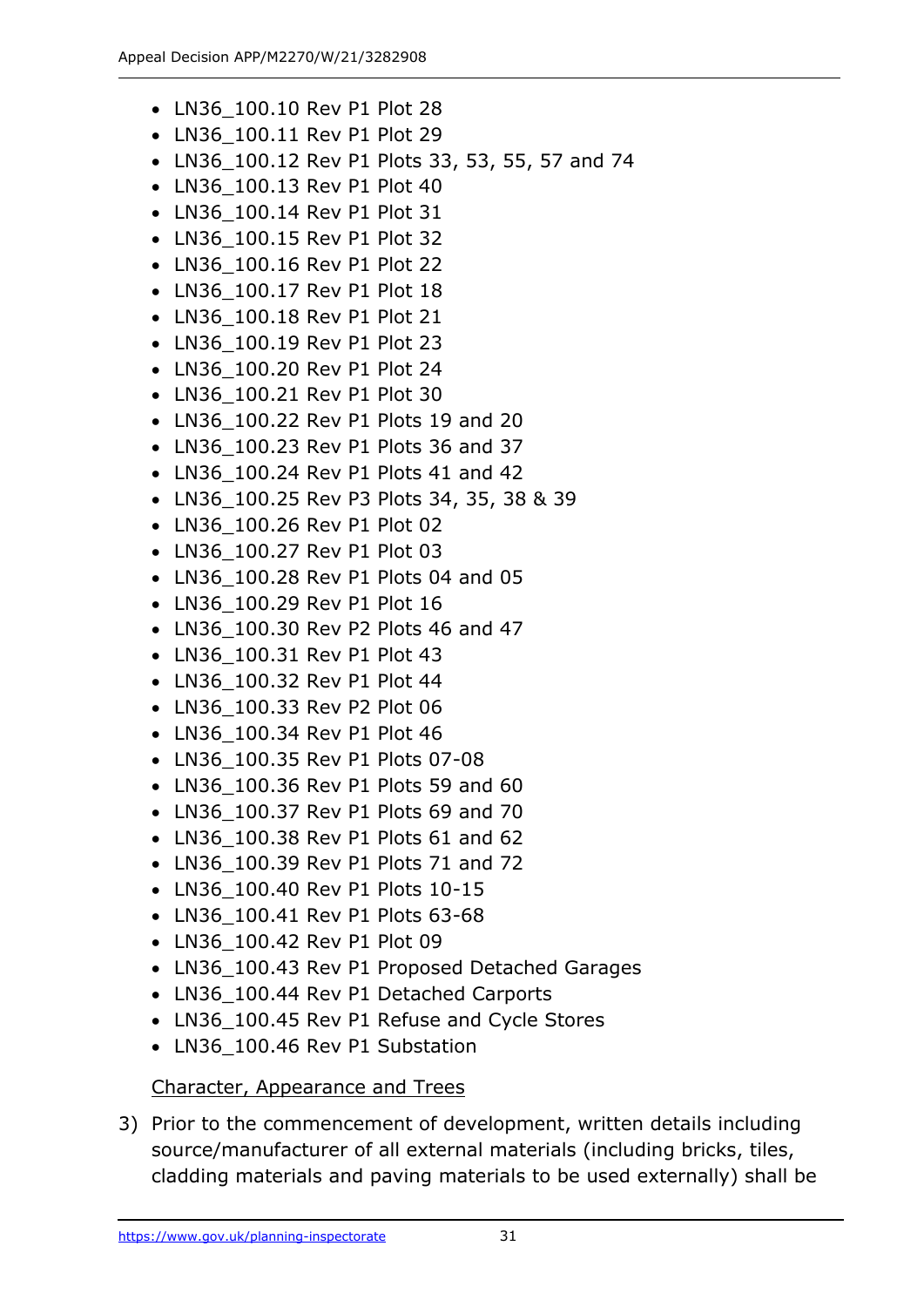- LN36_100.10 Rev P1 Plot 28
- LN36_100.11 Rev P1 Plot 29
- LN36_100.12 Rev P1 Plots 33, 53, 55, 57 and 74
- LN36_100.13 Rev P1 Plot 40
- LN36_100.14 Rev P1 Plot 31
- LN36_100.15 Rev P1 Plot 32
- LN36_100.16 Rev P1 Plot 22
- LN36_100.17 Rev P1 Plot 18
- LN36_100.18 Rev P1 Plot 21
- LN36_100.19 Rev P1 Plot 23
- LN36_100.20 Rev P1 Plot 24
- LN36_100.21 Rev P1 Plot 30
- LN36_100.22 Rev P1 Plots 19 and 20
- LN36_100.23 Rev P1 Plots 36 and 37
- LN36_100.24 Rev P1 Plots 41 and 42
- LN36_100.25 Rev P3 Plots 34, 35, 38 & 39
- LN36_100.26 Rev P1 Plot 02
- LN36_100.27 Rev P1 Plot 03
- LN36_100.28 Rev P1 Plots 04 and 05
- LN36_100.29 Rev P1 Plot 16
- LN36_100.30 Rev P2 Plots 46 and 47
- LN36_100.31 Rev P1 Plot 43
- LN36_100.32 Rev P1 Plot 44
- LN36_100.33 Rev P2 Plot 06
- LN36_100.34 Rev P1 Plot 46
- LN36_100.35 Rev P1 Plots 07-08
- LN36_100.36 Rev P1 Plots 59 and 60
- LN36_100.37 Rev P1 Plots 69 and 70
- LN36_100.38 Rev P1 Plots 61 and 62
- LN36_100.39 Rev P1 Plots 71 and 72
- LN36_100.40 Rev P1 Plots 10-15
- LN36_100.41 Rev P1 Plots 63-68
- LN36_100.42 Rev P1 Plot 09
- LN36_100.43 Rev P1 Proposed Detached Garages
- LN36_100.44 Rev P1 Detached Carports
- LN36_100.45 Rev P1 Refuse and Cycle Stores
- LN36_100.46 Rev P1 Substation

<u>Character, Appearance and Trees</u>

3) Prior to the commencement of development, written details including source/manufacturer of all external materials (including bricks, tiles, cladding materials and paving materials to be used externally) shall be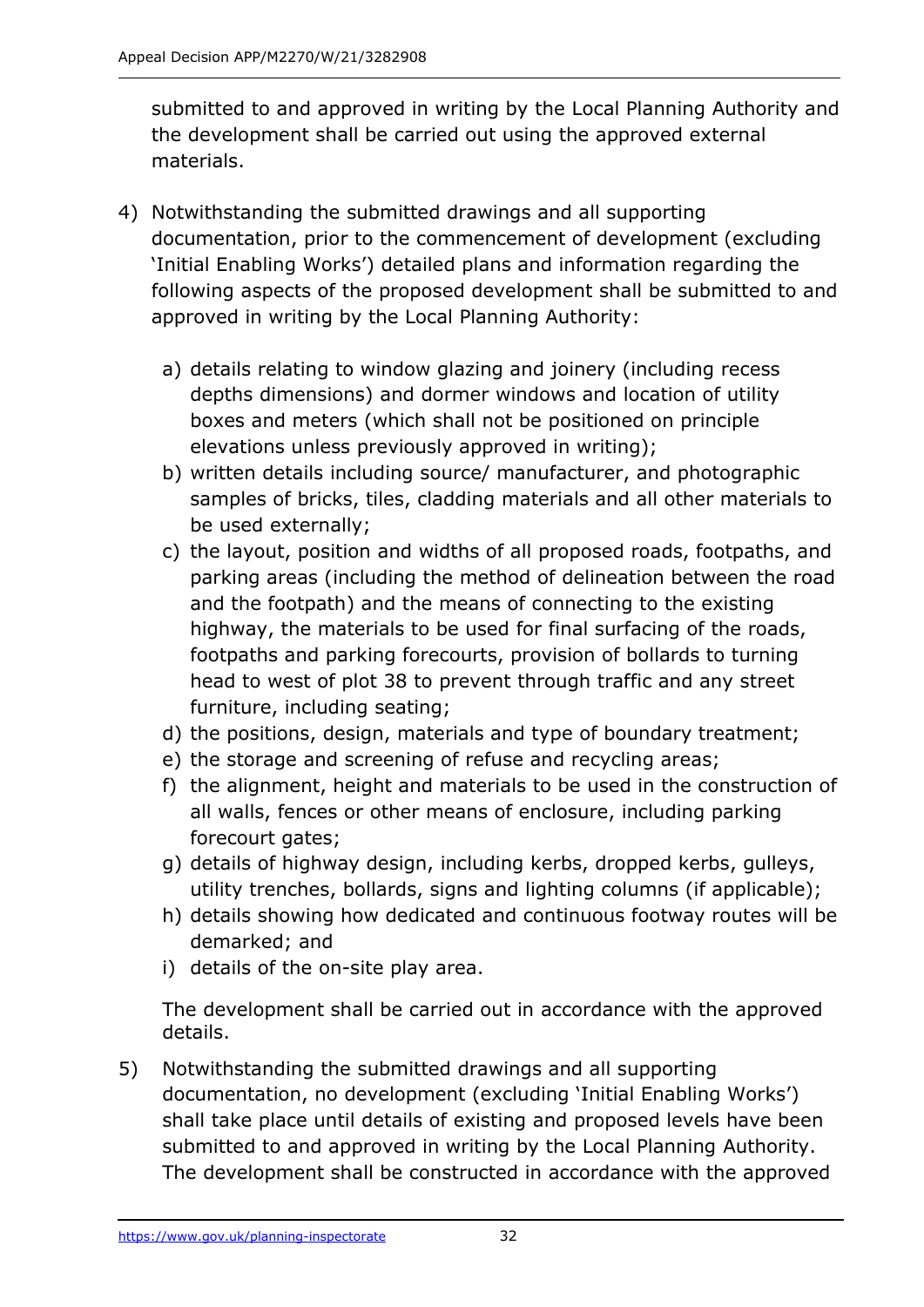submitted to and approved in writing by the Local Planning Authority and the development shall be carried out using the approved external materials.

4) Notwithstanding the submitted drawings and all supporting documentation, prior to the commencement of development (excluding 'Initial Enabling Works') detailed plans and information regarding the following aspects of the proposed development shall be submitted to and approved in writing by the Local Planning Authority:

   a) details relating to window glazing and joinery (including recess depths dimensions) and dormer windows and location of utility boxes and meters (which shall not be positioned on principle elevations unless previously approved in writing);
   b) written details including source/ manufacturer, and photographic samples of bricks, tiles, cladding materials and all other materials to be used externally;
   c) the layout, position and widths of all proposed roads, footpaths, and parking areas (including the method of delineation between the road and the footpath) and the means of connecting to the existing highway, the materials to be used for final surfacing of the roads, footpaths and parking forecourts, provision of bollards to turning head to west of plot 38 to prevent through traffic and any street furniture, including seating;
   d) the positions, design, materials and type of boundary treatment;
   e) the storage and screening of refuse and recycling areas;
   f) the alignment, height and materials to be used in the construction of all walls, fences or other means of enclosure, including parking forecourt gates;
   g) details of highway design, including kerbs, dropped kerbs, gulleys, utility trenches, bollards, signs and lighting columns (if applicable);
   h) details showing how dedicated and continuous footway routes will be demarked; and
   i) details of the on-site play area.

   The development shall be carried out in accordance with the approved details.

5) Notwithstanding the submitted drawings and all supporting documentation, no development (excluding 'Initial Enabling Works') shall take place until details of existing and proposed levels have been submitted to and approved in writing by the Local Planning Authority. The development shall be constructed in accordance with the approved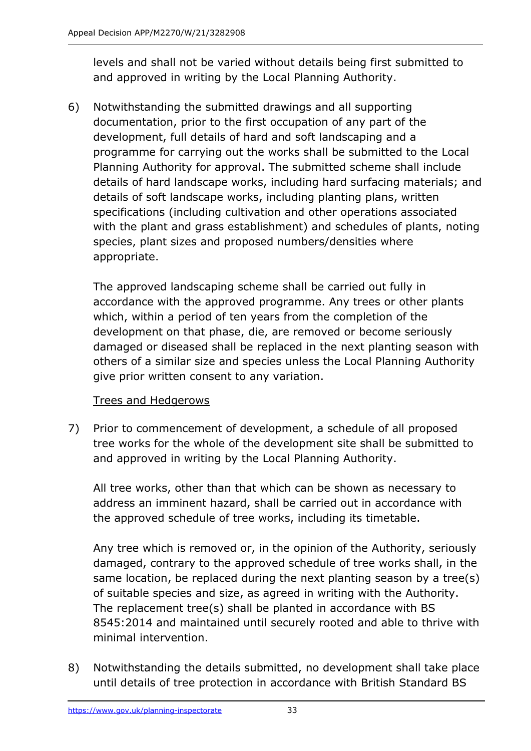levels and shall not be varied without details being first submitted to and approved in writing by the Local Planning Authority.

6) Notwithstanding the submitted drawings and all supporting documentation, prior to the first occupation of any part of the development, full details of hard and soft landscaping and a programme for carrying out the works shall be submitted to the Local Planning Authority for approval. The submitted scheme shall include details of hard landscape works, including hard surfacing materials; and details of soft landscape works, including planting plans, written specifications (including cultivation and other operations associated with the plant and grass establishment) and schedules of plants, noting species, plant sizes and proposed numbers/densities where appropriate.

   The approved landscaping scheme shall be carried out fully in accordance with the approved programme. Any trees or other plants which, within a period of ten years from the completion of the development on that phase, die, are removed or become seriously damaged or diseased shall be replaced in the next planting season with others of a similar size and species unless the Local Planning Authority give prior written consent to any variation.

   <u>Trees and Hedgerows</u>

7) Prior to commencement of development, a schedule of all proposed tree works for the whole of the development site shall be submitted to and approved in writing by the Local Planning Authority.

   All tree works, other than that which can be shown as necessary to address an imminent hazard, shall be carried out in accordance with the approved schedule of tree works, including its timetable.

   Any tree which is removed or, in the opinion of the Authority, seriously damaged, contrary to the approved schedule of tree works shall, in the same location, be replaced during the next planting season by a tree(s) of suitable species and size, as agreed in writing with the Authority. The replacement tree(s) shall be planted in accordance with BS 8545:2014 and maintained until securely rooted and able to thrive with minimal intervention.

8) Notwithstanding the details submitted, no development shall take place until details of tree protection in accordance with British Standard BS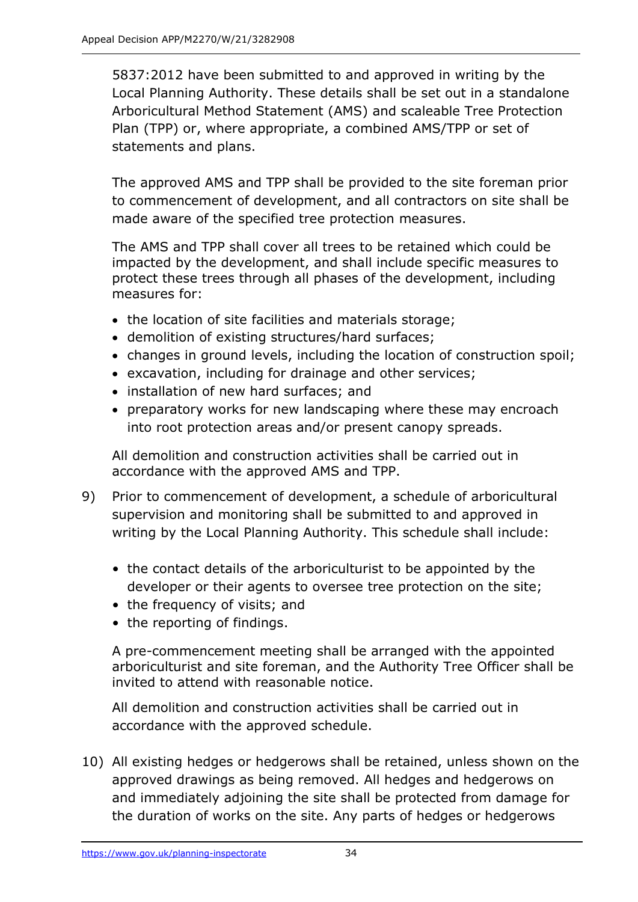5837:2012 have been submitted to and approved in writing by the Local Planning Authority. These details shall be set out in a standalone Arboricultural Method Statement (AMS) and scaleable Tree Protection Plan (TPP) or, where appropriate, a combined AMS/TPP or set of statements and plans.

The approved AMS and TPP shall be provided to the site foreman prior to commencement of development, and all contractors on site shall be made aware of the specified tree protection measures.

The AMS and TPP shall cover all trees to be retained which could be impacted by the development, and shall include specific measures to protect these trees through all phases of the development, including measures for:

- the location of site facilities and materials storage;
- demolition of existing structures/hard surfaces;
- changes in ground levels, including the location of construction spoil;
- excavation, including for drainage and other services;
- installation of new hard surfaces; and
- preparatory works for new landscaping where these may encroach into root protection areas and/or present canopy spreads.

All demolition and construction activities shall be carried out in accordance with the approved AMS and TPP.

9) Prior to commencement of development, a schedule of arboricultural supervision and monitoring shall be submitted to and approved in writing by the Local Planning Authority. This schedule shall include:

   - the contact details of the arboriculturist to be appointed by the developer or their agents to oversee tree protection on the site;
   - the frequency of visits; and
   - the reporting of findings.

   A pre-commencement meeting shall be arranged with the appointed arboriculturist and site foreman, and the Authority Tree Officer shall be invited to attend with reasonable notice.

   All demolition and construction activities shall be carried out in accordance with the approved schedule.

10) All existing hedges or hedgerows shall be retained, unless shown on the approved drawings as being removed. All hedges and hedgerows on and immediately adjoining the site shall be protected from damage for the duration of works on the site. Any parts of hedges or hedgerows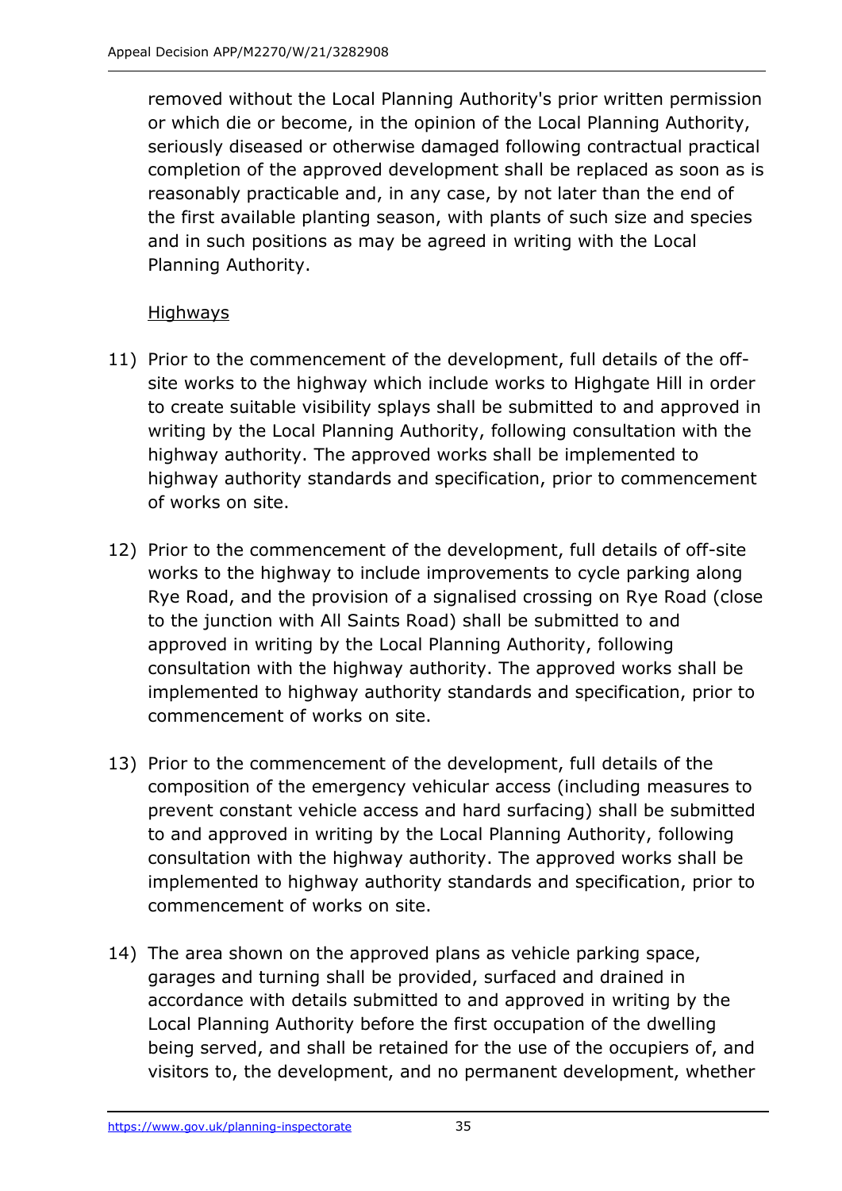removed without the Local Planning Authority's prior written permission or which die or become, in the opinion of the Local Planning Authority, seriously diseased or otherwise damaged following contractual practical completion of the approved development shall be replaced as soon as is reasonably practicable and, in any case, by not later than the end of the first available planting season, with plants of such size and species and in such positions as may be agreed in writing with the Local Planning Authority.

<u>Highways</u>

11) Prior to the commencement of the development, full details of the off-site works to the highway which include works to Highgate Hill in order to create suitable visibility splays shall be submitted to and approved in writing by the Local Planning Authority, following consultation with the highway authority. The approved works shall be implemented to highway authority standards and specification, prior to commencement of works on site.

12) Prior to the commencement of the development, full details of off-site works to the highway to include improvements to cycle parking along Rye Road, and the provision of a signalised crossing on Rye Road (close to the junction with All Saints Road) shall be submitted to and approved in writing by the Local Planning Authority, following consultation with the highway authority. The approved works shall be implemented to highway authority standards and specification, prior to commencement of works on site.

13) Prior to the commencement of the development, full details of the composition of the emergency vehicular access (including measures to prevent constant vehicle access and hard surfacing) shall be submitted to and approved in writing by the Local Planning Authority, following consultation with the highway authority. The approved works shall be implemented to highway authority standards and specification, prior to commencement of works on site.

14) The area shown on the approved plans as vehicle parking space, garages and turning shall be provided, surfaced and drained in accordance with details submitted to and approved in writing by the Local Planning Authority before the first occupation of the dwelling being served, and shall be retained for the use of the occupiers of, and visitors to, the development, and no permanent development, whether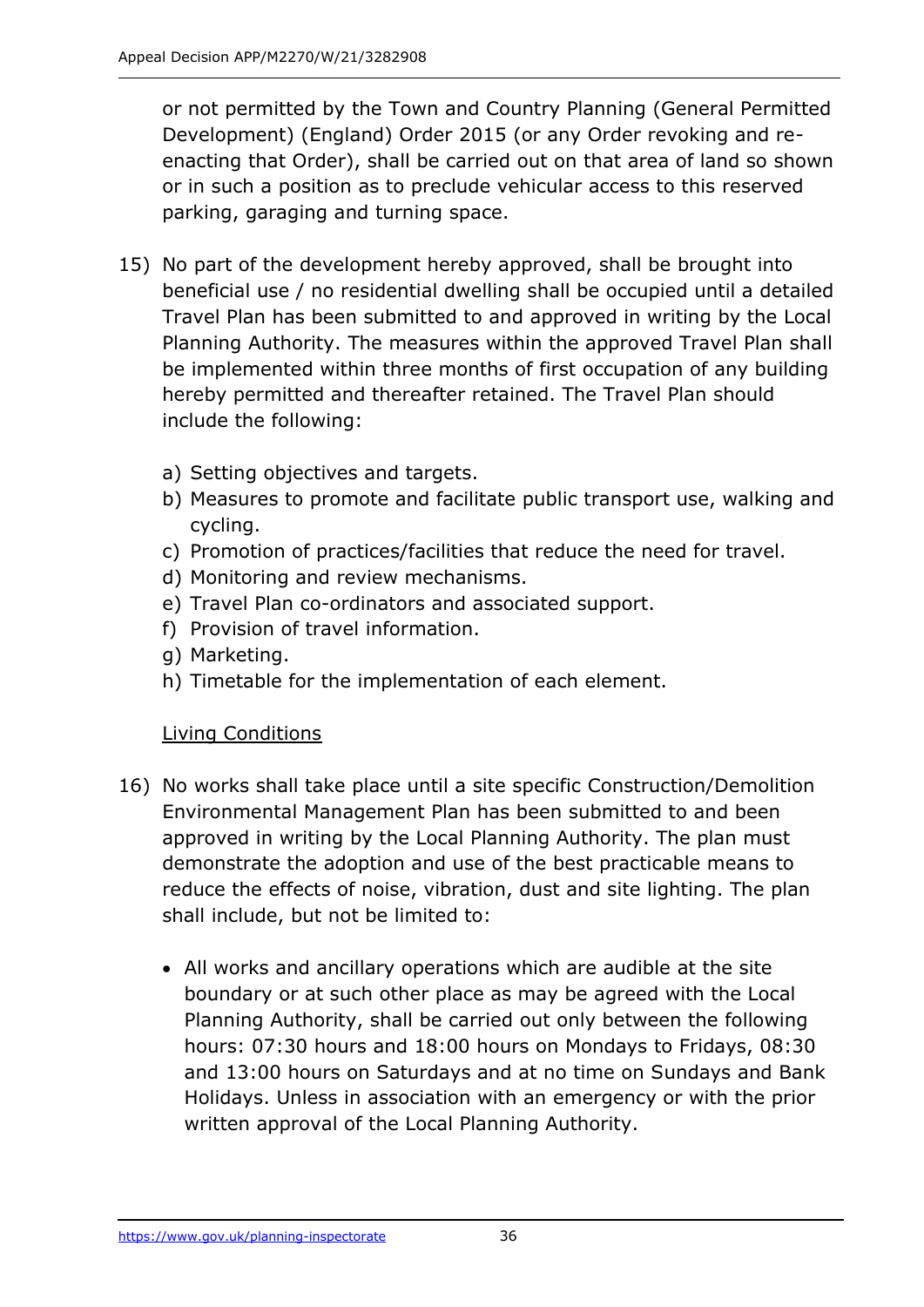or not permitted by the Town and Country Planning (General Permitted Development) (England) Order 2015 (or any Order revoking and re-enacting that Order), shall be carried out on that area of land so shown or in such a position as to preclude vehicular access to this reserved parking, garaging and turning space.

15) No part of the development hereby approved, shall be brought into beneficial use / no residential dwelling shall be occupied until a detailed Travel Plan has been submitted to and approved in writing by the Local Planning Authority. The measures within the approved Travel Plan shall be implemented within three months of first occupation of any building hereby permitted and thereafter retained. The Travel Plan should include the following:

    a) Setting objectives and targets.
    b) Measures to promote and facilitate public transport use, walking and cycling.
    c) Promotion of practices/facilities that reduce the need for travel.
    d) Monitoring and review mechanisms.
    e) Travel Plan co-ordinators and associated support.
    f) Provision of travel information.
    g) Marketing.
    h) Timetable for the implementation of each element.

    Living Conditions

16) No works shall take place until a site specific Construction/Demolition Environmental Management Plan has been submitted to and been approved in writing by the Local Planning Authority. The plan must demonstrate the adoption and use of the best practicable means to reduce the effects of noise, vibration, dust and site lighting. The plan shall include, but not be limited to:

    - All works and ancillary operations which are audible at the site boundary or at such other place as may be agreed with the Local Planning Authority, shall be carried out only between the following hours: 07:30 hours and 18:00 hours on Mondays to Fridays, 08:30 and 13:00 hours on Saturdays and at no time on Sundays and Bank Holidays. Unless in association with an emergency or with the prior written approval of the Local Planning Authority.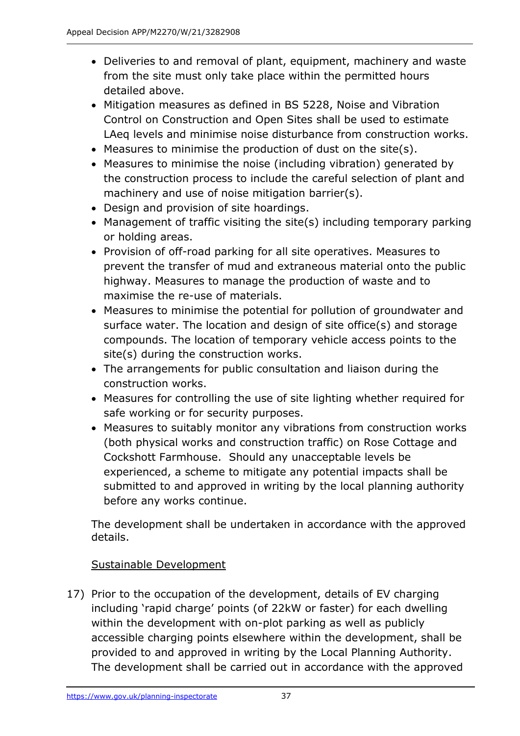- Deliveries to and removal of plant, equipment, machinery and waste from the site must only take place within the permitted hours detailed above.
- Mitigation measures as defined in BS 5228, Noise and Vibration Control on Construction and Open Sites shall be used to estimate LAeq levels and minimise noise disturbance from construction works.
- Measures to minimise the production of dust on the site(s).
- Measures to minimise the noise (including vibration) generated by the construction process to include the careful selection of plant and machinery and use of noise mitigation barrier(s).
- Design and provision of site hoardings.
- Management of traffic visiting the site(s) including temporary parking or holding areas.
- Provision of off-road parking for all site operatives. Measures to prevent the transfer of mud and extraneous material onto the public highway. Measures to manage the production of waste and to maximise the re-use of materials.
- Measures to minimise the potential for pollution of groundwater and surface water. The location and design of site office(s) and storage compounds. The location of temporary vehicle access points to the site(s) during the construction works.
- The arrangements for public consultation and liaison during the construction works.
- Measures for controlling the use of site lighting whether required for safe working or for security purposes.
- Measures to suitably monitor any vibrations from construction works (both physical works and construction traffic) on Rose Cottage and Cockshott Farmhouse. Should any unacceptable levels be experienced, a scheme to mitigate any potential impacts shall be submitted to and approved in writing by the local planning authority before any works continue.

The development shall be undertaken in accordance with the approved details.

<u>Sustainable Development</u>

17) Prior to the occupation of the development, details of EV charging including 'rapid charge' points (of 22kW or faster) for each dwelling within the development with on-plot parking as well as publicly accessible charging points elsewhere within the development, shall be provided to and approved in writing by the Local Planning Authority. The development shall be carried out in accordance with the approved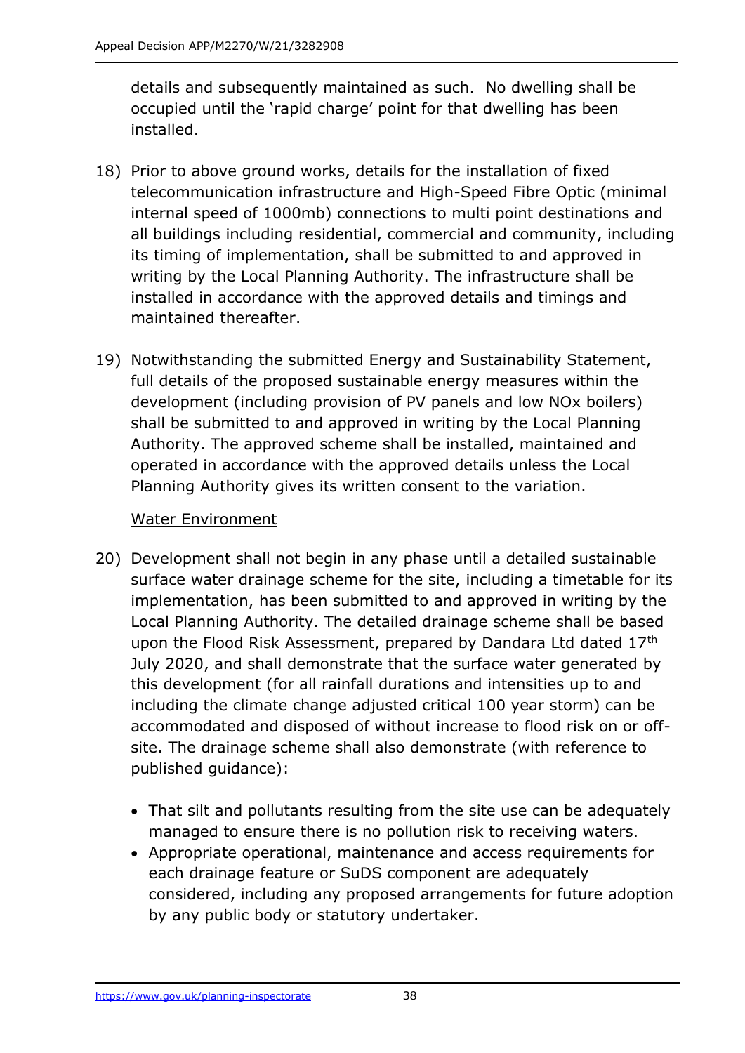details and subsequently maintained as such. No dwelling shall be occupied until the 'rapid charge' point for that dwelling has been installed.

18) Prior to above ground works, details for the installation of fixed telecommunication infrastructure and High-Speed Fibre Optic (minimal internal speed of 1000mb) connections to multi point destinations and all buildings including residential, commercial and community, including its timing of implementation, shall be submitted to and approved in writing by the Local Planning Authority. The infrastructure shall be installed in accordance with the approved details and timings and maintained thereafter.

19) Notwithstanding the submitted Energy and Sustainability Statement, full details of the proposed sustainable energy measures within the development (including provision of PV panels and low NOx boilers) shall be submitted to and approved in writing by the Local Planning Authority. The approved scheme shall be installed, maintained and operated in accordance with the approved details unless the Local Planning Authority gives its written consent to the variation.

Water Environment

20) Development shall not begin in any phase until a detailed sustainable surface water drainage scheme for the site, including a timetable for its implementation, has been submitted to and approved in writing by the Local Planning Authority. The detailed drainage scheme shall be based upon the Flood Risk Assessment, prepared by Dandara Ltd dated 17th July 2020, and shall demonstrate that the surface water generated by this development (for all rainfall durations and intensities up to and including the climate change adjusted critical 100 year storm) can be accommodated and disposed of without increase to flood risk on or off-site. The drainage scheme shall also demonstrate (with reference to published guidance):

    - That silt and pollutants resulting from the site use can be adequately managed to ensure there is no pollution risk to receiving waters.
    - Appropriate operational, maintenance and access requirements for each drainage feature or SuDS component are adequately considered, including any proposed arrangements for future adoption by any public body or statutory undertaker.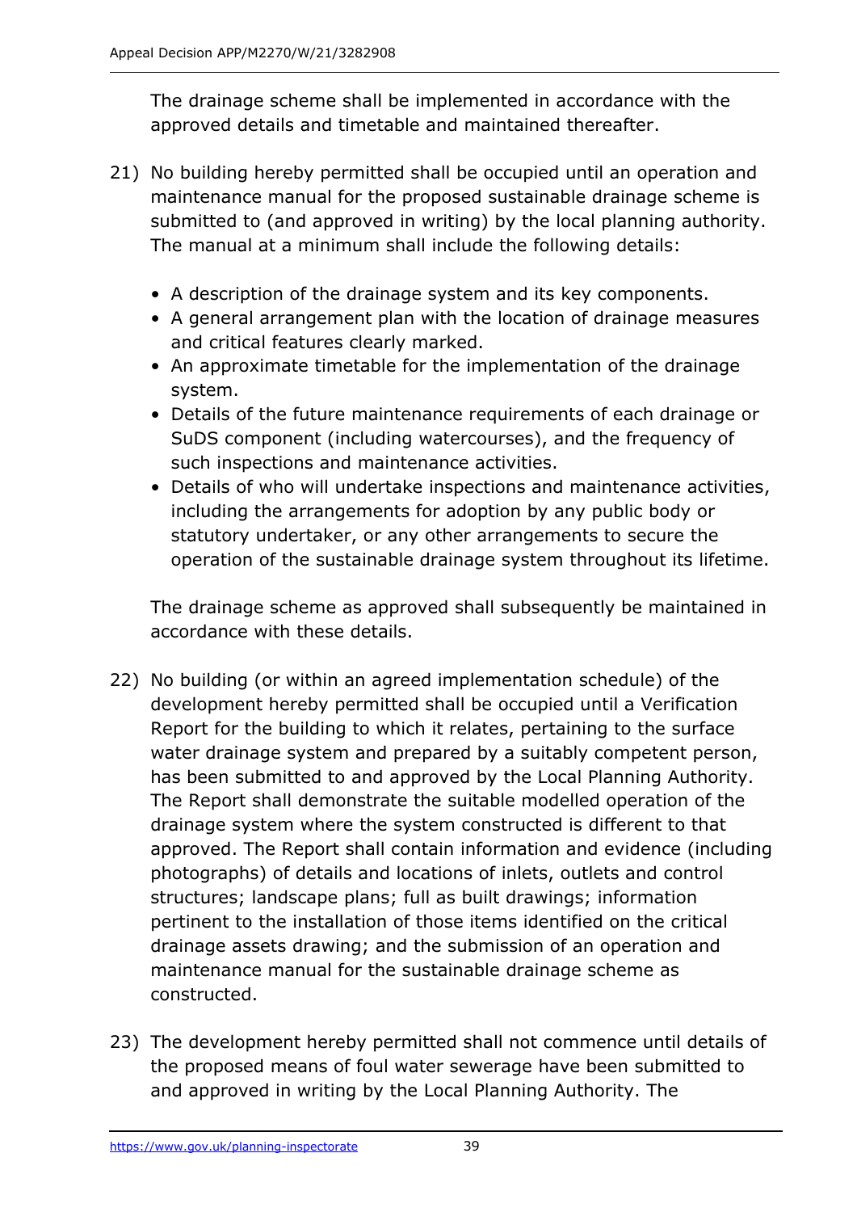The drainage scheme shall be implemented in accordance with the approved details and timetable and maintained thereafter.

21) No building hereby permitted shall be occupied until an operation and maintenance manual for the proposed sustainable drainage scheme is submitted to (and approved in writing) by the local planning authority. The manual at a minimum shall include the following details:

    - A description of the drainage system and its key components.
    - A general arrangement plan with the location of drainage measures and critical features clearly marked.
    - An approximate timetable for the implementation of the drainage system.
    - Details of the future maintenance requirements of each drainage or SuDS component (including watercourses), and the frequency of such inspections and maintenance activities.
    - Details of who will undertake inspections and maintenance activities, including the arrangements for adoption by any public body or statutory undertaker, or any other arrangements to secure the operation of the sustainable drainage system throughout its lifetime.

    The drainage scheme as approved shall subsequently be maintained in accordance with these details.

22) No building (or within an agreed implementation schedule) of the development hereby permitted shall be occupied until a Verification Report for the building to which it relates, pertaining to the surface water drainage system and prepared by a suitably competent person, has been submitted to and approved by the Local Planning Authority. The Report shall demonstrate the suitable modelled operation of the drainage system where the system constructed is different to that approved. The Report shall contain information and evidence (including photographs) of details and locations of inlets, outlets and control structures; landscape plans; full as built drawings; information pertinent to the installation of those items identified on the critical drainage assets drawing; and the submission of an operation and maintenance manual for the sustainable drainage scheme as constructed.

23) The development hereby permitted shall not commence until details of the proposed means of foul water sewerage have been submitted to and approved in writing by the Local Planning Authority. The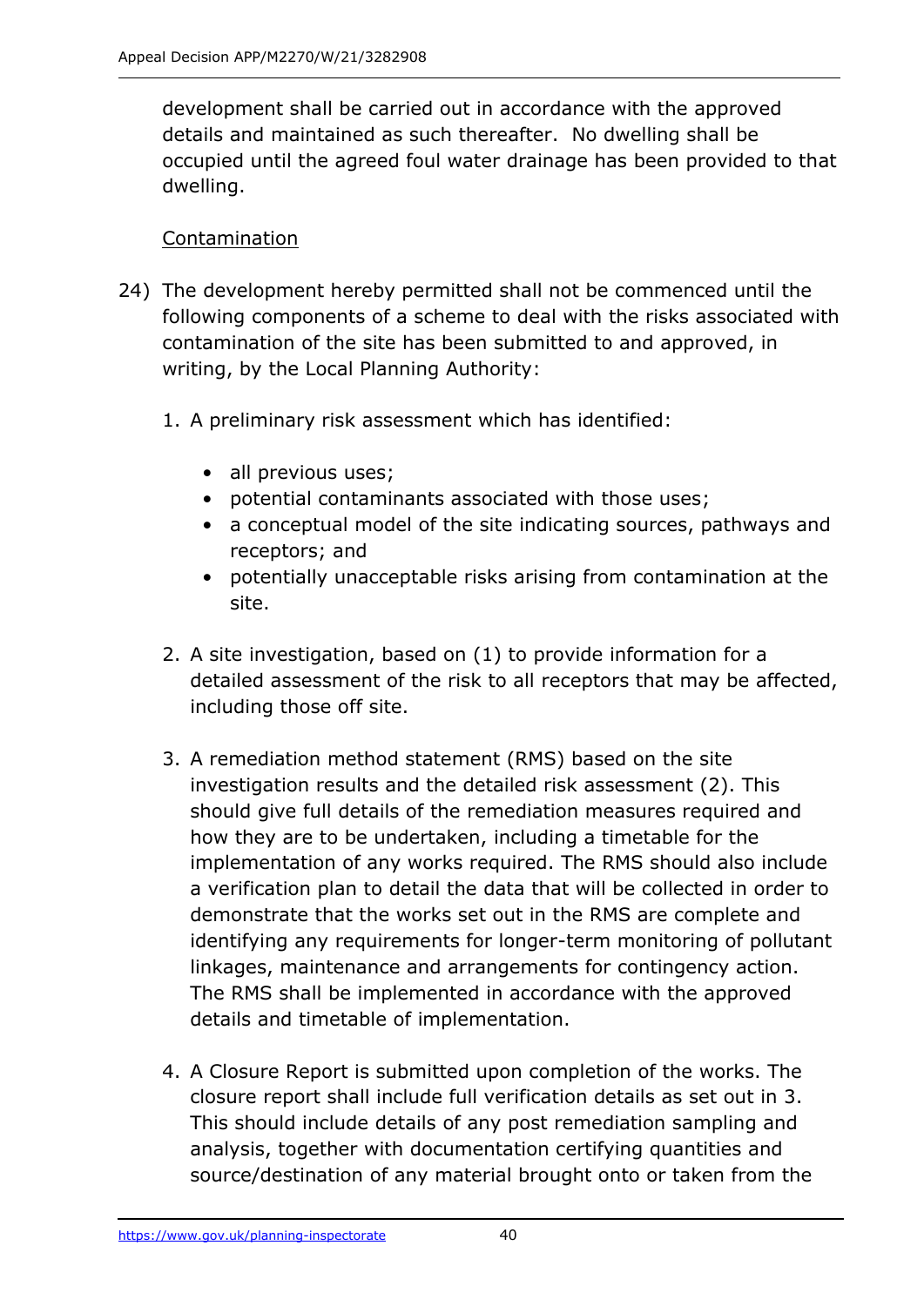development shall be carried out in accordance with the approved details and maintained as such thereafter. No dwelling shall be occupied until the agreed foul water drainage has been provided to that dwelling.

Contamination

24) The development hereby permitted shall not be commenced until the following components of a scheme to deal with the risks associated with contamination of the site has been submitted to and approved, in writing, by the Local Planning Authority:

1. A preliminary risk assessment which has identified:

    - all previous uses;
    - potential contaminants associated with those uses;
    - a conceptual model of the site indicating sources, pathways and receptors; and
    - potentially unacceptable risks arising from contamination at the site.

2. A site investigation, based on (1) to provide information for a detailed assessment of the risk to all receptors that may be affected, including those off site.

3. A remediation method statement (RMS) based on the site investigation results and the detailed risk assessment (2). This should give full details of the remediation measures required and how they are to be undertaken, including a timetable for the implementation of any works required. The RMS should also include a verification plan to detail the data that will be collected in order to demonstrate that the works set out in the RMS are complete and identifying any requirements for longer-term monitoring of pollutant linkages, maintenance and arrangements for contingency action. The RMS shall be implemented in accordance with the approved details and timetable of implementation.

4. A Closure Report is submitted upon completion of the works. The closure report shall include full verification details as set out in 3. This should include details of any post remediation sampling and analysis, together with documentation certifying quantities and source/destination of any material brought onto or taken from the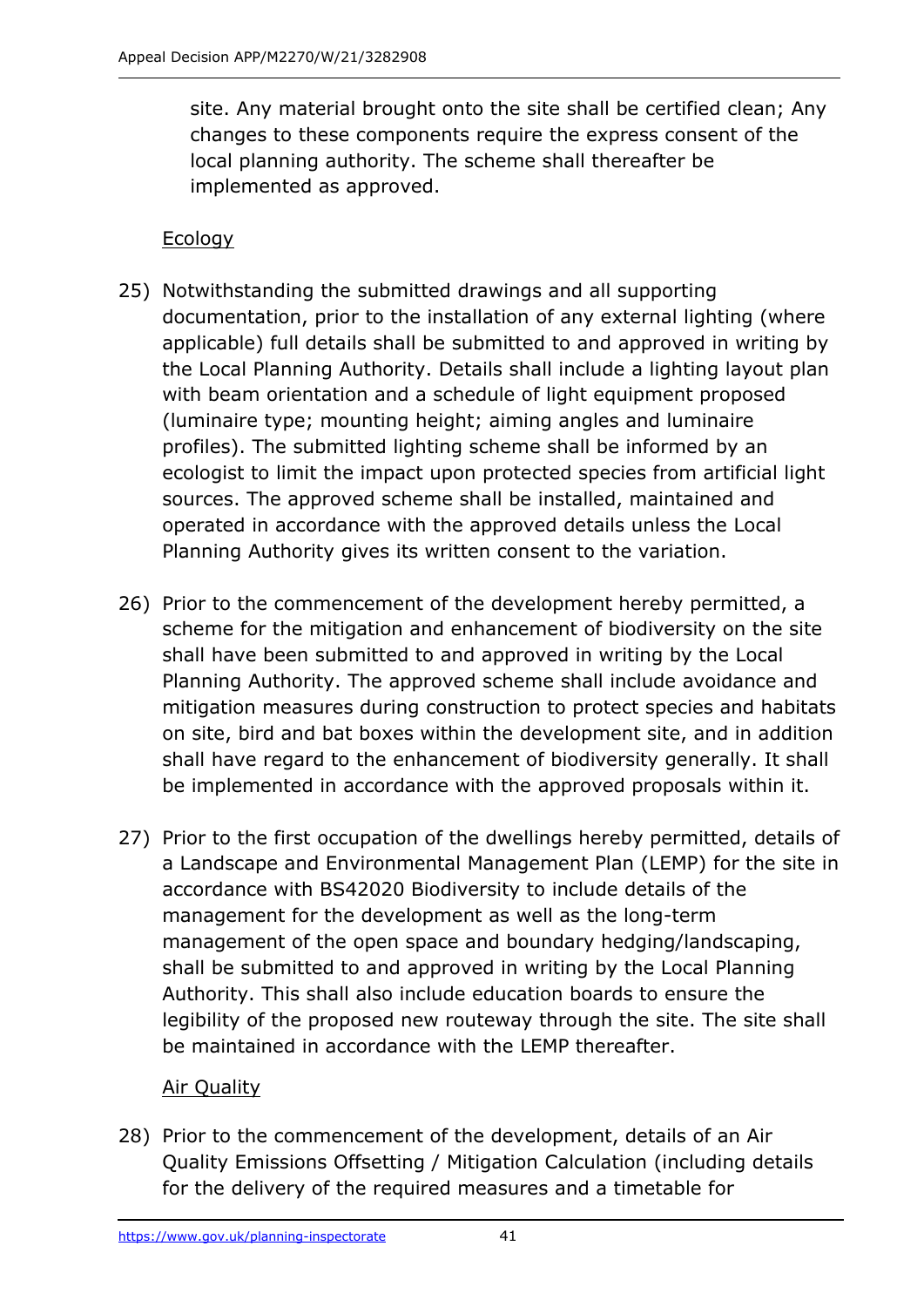site. Any material brought onto the site shall be certified clean; Any changes to these components require the express consent of the local planning authority. The scheme shall thereafter be implemented as approved.

Ecology

25) Notwithstanding the submitted drawings and all supporting documentation, prior to the installation of any external lighting (where applicable) full details shall be submitted to and approved in writing by the Local Planning Authority. Details shall include a lighting layout plan with beam orientation and a schedule of light equipment proposed (luminaire type; mounting height; aiming angles and luminaire profiles). The submitted lighting scheme shall be informed by an ecologist to limit the impact upon protected species from artificial light sources. The approved scheme shall be installed, maintained and operated in accordance with the approved details unless the Local Planning Authority gives its written consent to the variation.

26) Prior to the commencement of the development hereby permitted, a scheme for the mitigation and enhancement of biodiversity on the site shall have been submitted to and approved in writing by the Local Planning Authority. The approved scheme shall include avoidance and mitigation measures during construction to protect species and habitats on site, bird and bat boxes within the development site, and in addition shall have regard to the enhancement of biodiversity generally. It shall be implemented in accordance with the approved proposals within it.

27) Prior to the first occupation of the dwellings hereby permitted, details of a Landscape and Environmental Management Plan (LEMP) for the site in accordance with BS42020 Biodiversity to include details of the management for the development as well as the long-term management of the open space and boundary hedging/landscaping, shall be submitted to and approved in writing by the Local Planning Authority. This shall also include education boards to ensure the legibility of the proposed new routeway through the site. The site shall be maintained in accordance with the LEMP thereafter.

Air Quality

28) Prior to the commencement of the development, details of an Air Quality Emissions Offsetting / Mitigation Calculation (including details for the delivery of the required measures and a timetable for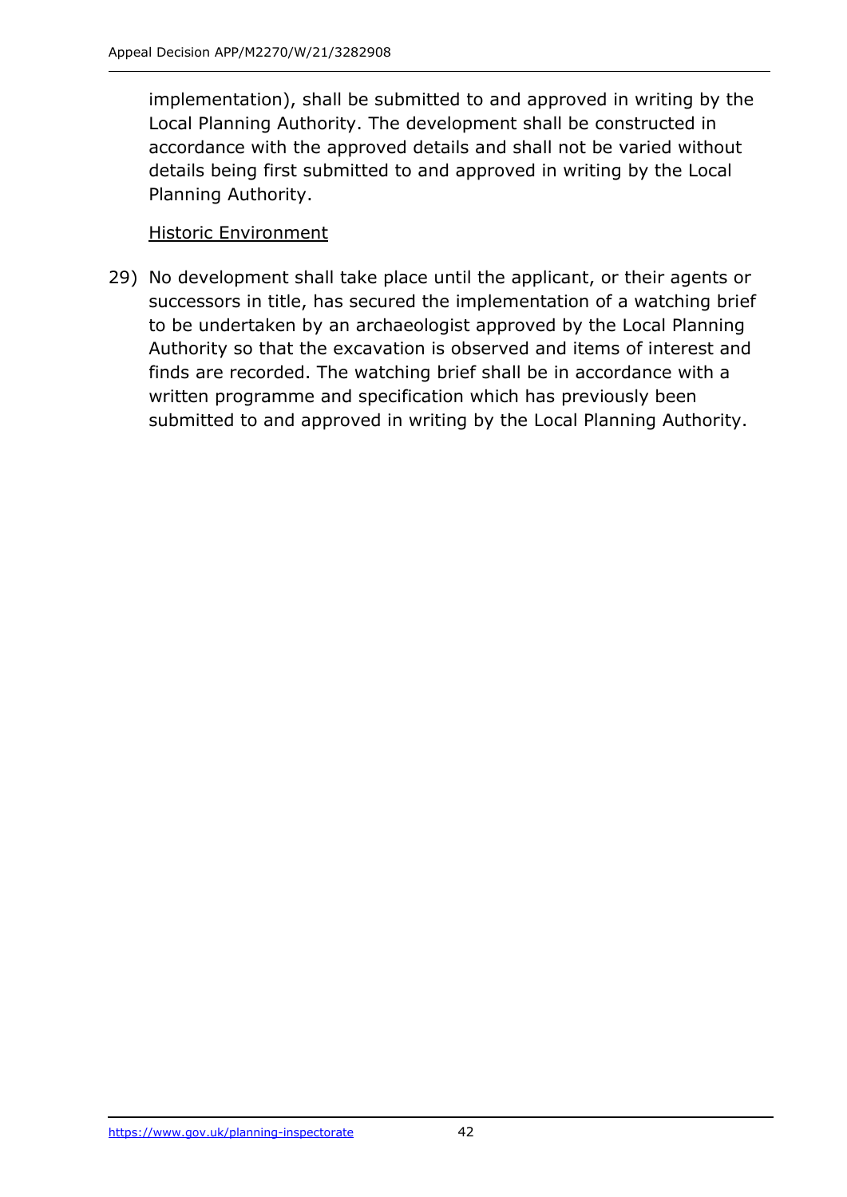implementation), shall be submitted to and approved in writing by the Local Planning Authority. The development shall be constructed in accordance with the approved details and shall not be varied without details being first submitted to and approved in writing by the Local Planning Authority.

<u>Historic Environment</u>

29) No development shall take place until the applicant, or their agents or successors in title, has secured the implementation of a watching brief to be undertaken by an archaeologist approved by the Local Planning Authority so that the excavation is observed and items of interest and finds are recorded. The watching brief shall be in accordance with a written programme and specification which has previously been submitted to and approved in writing by the Local Planning Authority.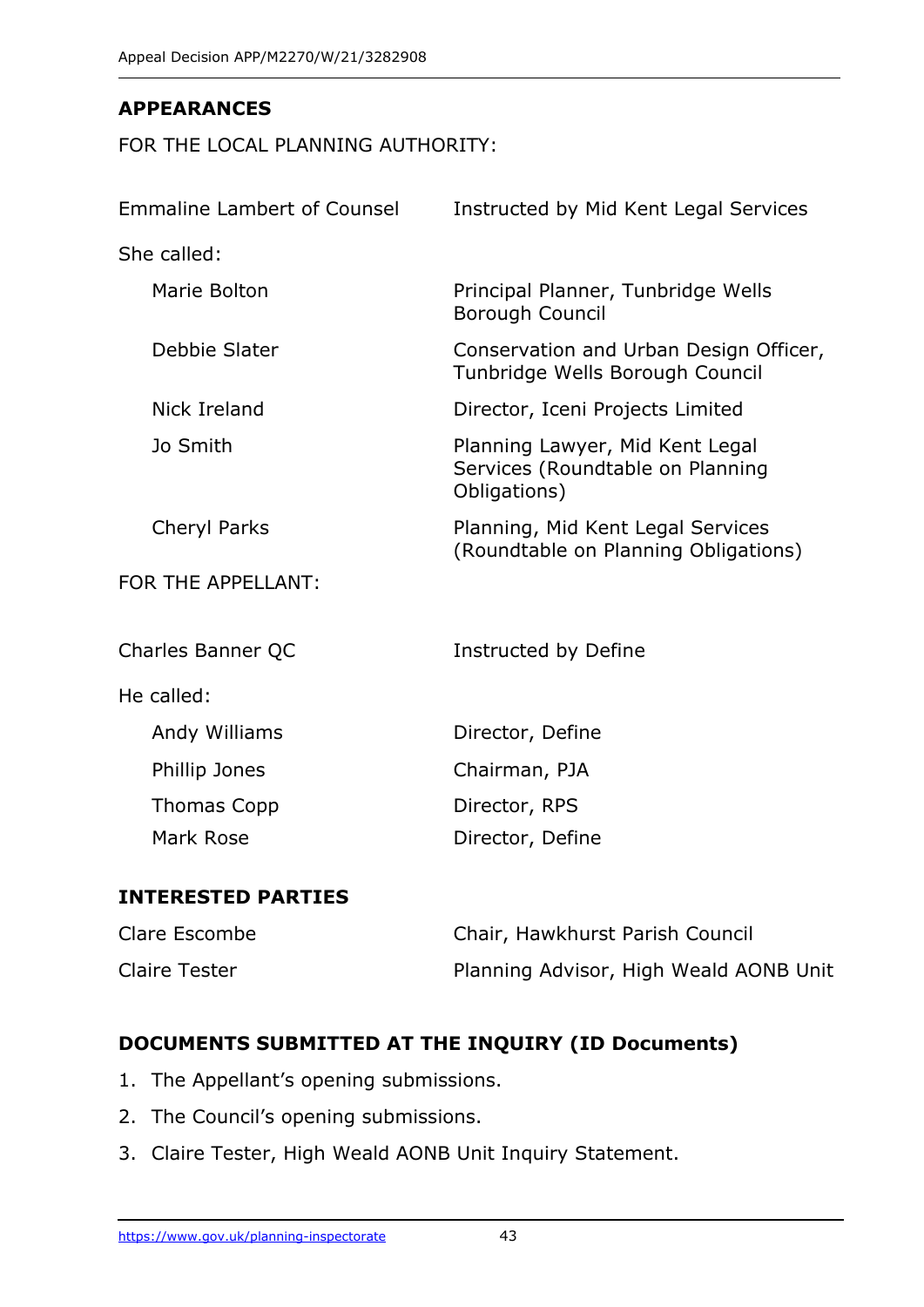## APPEARANCES

FOR THE LOCAL PLANNING AUTHORITY:

| | |
|---|---|
| Emmaline Lambert of Counsel | Instructed by Mid Kent Legal Services |
| She called: | |
| Marie Bolton | Principal Planner, Tunbridge Wells Borough Council |
| Debbie Slater | Conservation and Urban Design Officer, Tunbridge Wells Borough Council |
| Nick Ireland | Director, Iceni Projects Limited |
| Jo Smith | Planning Lawyer, Mid Kent Legal Services (Roundtable on Planning Obligations) |
| Cheryl Parks | Planning, Mid Kent Legal Services (Roundtable on Planning Obligations) |

FOR THE APPELLANT:

| | |
|---|---|
| Charles Banner QC | Instructed by Define |
| He called: | |
| Andy Williams | Director, Define |
| Phillip Jones | Chairman, PJA |
| Thomas Copp | Director, RPS |
| Mark Rose | Director, Define |

## INTERESTED PARTIES

| | |
|---|---|
| Clare Escombe | Chair, Hawkhurst Parish Council |
| Claire Tester | Planning Advisor, High Weald AONB Unit |

## DOCUMENTS SUBMITTED AT THE INQUIRY (ID Documents)

1. The Appellant's opening submissions.
2. The Council's opening submissions.
3. Claire Tester, High Weald AONB Unit Inquiry Statement.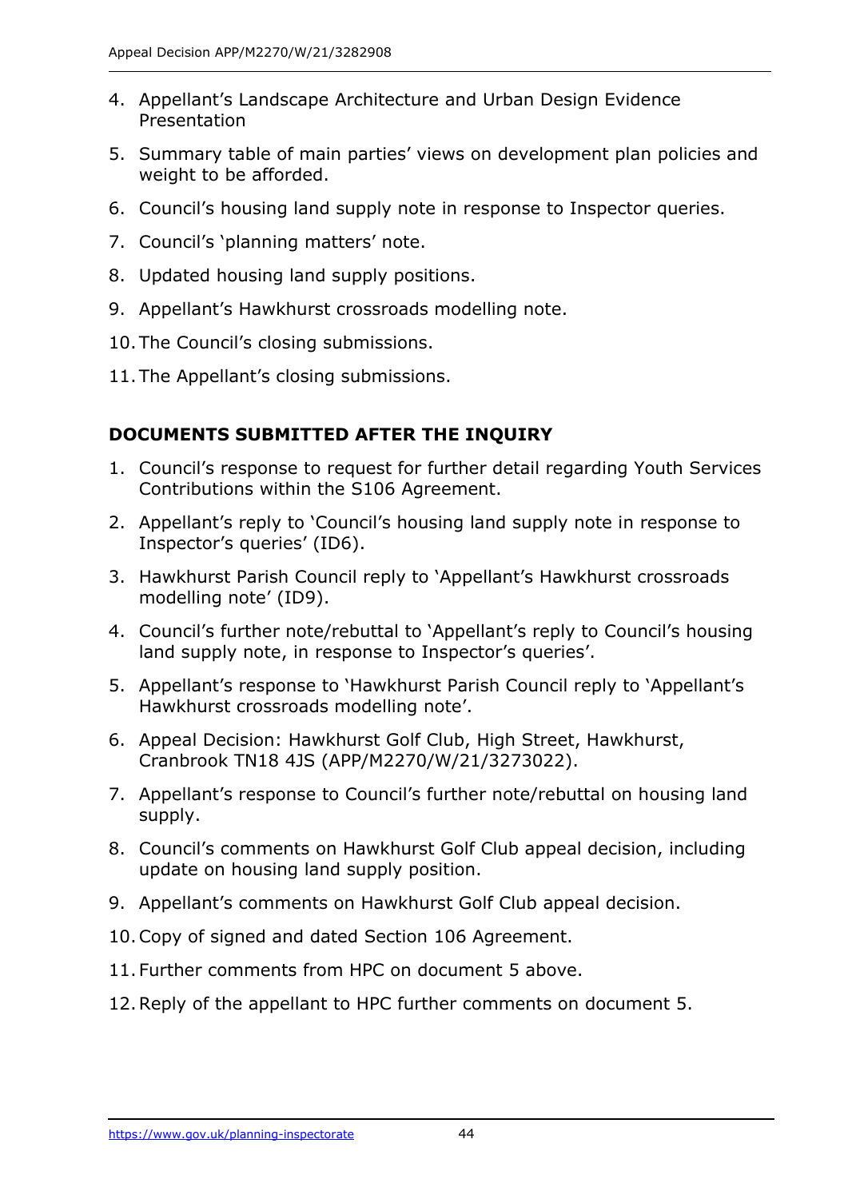4. Appellant's Landscape Architecture and Urban Design Evidence Presentation
5. Summary table of main parties' views on development plan policies and weight to be afforded.
6. Council's housing land supply note in response to Inspector queries.
7. Council's 'planning matters' note.
8. Updated housing land supply positions.
9. Appellant's Hawkhurst crossroads modelling note.
10. The Council's closing submissions.
11. The Appellant's closing submissions.

## DOCUMENTS SUBMITTED AFTER THE INQUIRY

1. Council's response to request for further detail regarding Youth Services Contributions within the S106 Agreement.
2. Appellant's reply to 'Council's housing land supply note in response to Inspector's queries' (ID6).
3. Hawkhurst Parish Council reply to 'Appellant's Hawkhurst crossroads modelling note' (ID9).
4. Council's further note/rebuttal to 'Appellant's reply to Council's housing land supply note, in response to Inspector's queries'.
5. Appellant's response to 'Hawkhurst Parish Council reply to 'Appellant's Hawkhurst crossroads modelling note'.
6. Appeal Decision: Hawkhurst Golf Club, High Street, Hawkhurst, Cranbrook TN18 4JS (APP/M2270/W/21/3273022).
7. Appellant's response to Council's further note/rebuttal on housing land supply.
8. Council's comments on Hawkhurst Golf Club appeal decision, including update on housing land supply position.
9. Appellant's comments on Hawkhurst Golf Club appeal decision.
10. Copy of signed and dated Section 106 Agreement.
11. Further comments from HPC on document 5 above.
12. Reply of the appellant to HPC further comments on document 5.